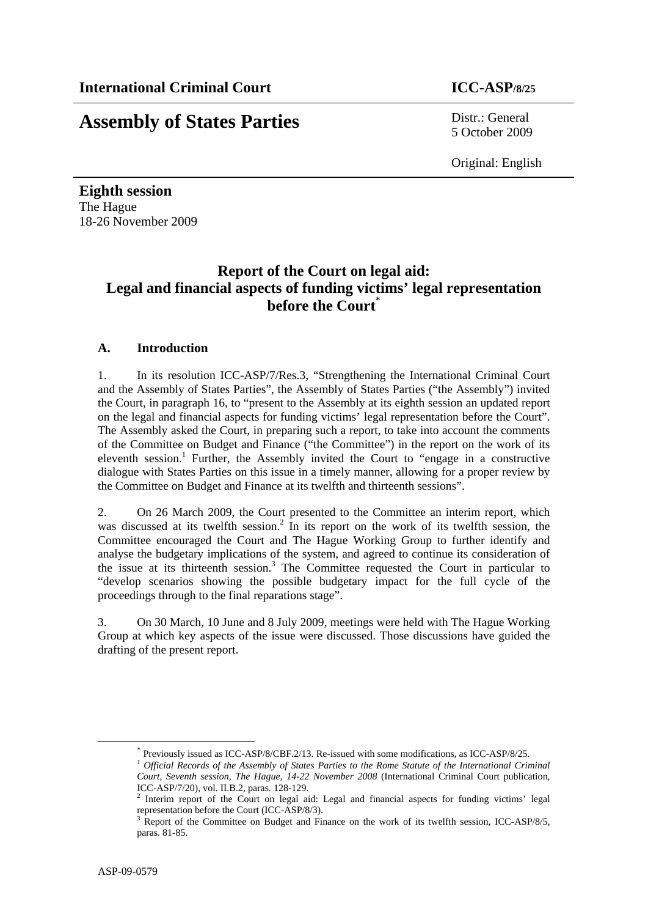**International Criminal Court** **ICC-ASP/8/25**

# Assembly of States Parties

Distr.: General
5 October 2009

Original: English

**Eighth session**
The Hague
18-26 November 2009

## Report of the Court on legal aid: Legal and financial aspects of funding victims' legal representation before the Court[*]

### A. Introduction

1. In its resolution ICC-ASP/7/Res.3, "Strengthening the International Criminal Court and the Assembly of States Parties", the Assembly of States Parties ("the Assembly") invited the Court, in paragraph 16, to "present to the Assembly at its eighth session an updated report on the legal and financial aspects for funding victims' legal representation before the Court". The Assembly asked the Court, in preparing such a report, to take into account the comments of the Committee on Budget and Finance ("the Committee") in the report on the work of its eleventh session.[1] Further, the Assembly invited the Court to "engage in a constructive dialogue with States Parties on this issue in a timely manner, allowing for a proper review by the Committee on Budget and Finance at its twelfth and thirteenth sessions".

2. On 26 March 2009, the Court presented to the Committee an interim report, which was discussed at its twelfth session.[2] In its report on the work of its twelfth session, the Committee encouraged the Court and The Hague Working Group to further identify and analyse the budgetary implications of the system, and agreed to continue its consideration of the issue at its thirteenth session.[3] The Committee requested the Court in particular to "develop scenarios showing the possible budgetary impact for the full cycle of the proceedings through to the final reparations stage".

3. On 30 March, 10 June and 8 July 2009, meetings were held with The Hague Working Group at which key aspects of the issue were discussed. Those discussions have guided the drafting of the present report.

---

[*] Previously issued as ICC-ASP/8/CBF.2/13. Re-issued with some modifications, as ICC-ASP/8/25.

[1] *Official Records of the Assembly of States Parties to the Rome Statute of the International Criminal Court, Seventh session, The Hague, 14-22 November 2008* (International Criminal Court publication, ICC-ASP/7/20), vol. II.B.2, paras. 128-129.

[2] Interim report of the Court on legal aid: Legal and financial aspects for funding victims' legal representation before the Court (ICC-ASP/8/3).

[3] Report of the Committee on Budget and Finance on the work of its twelfth session, ICC-ASP/8/5, paras. 81-85.

ASP-09-0579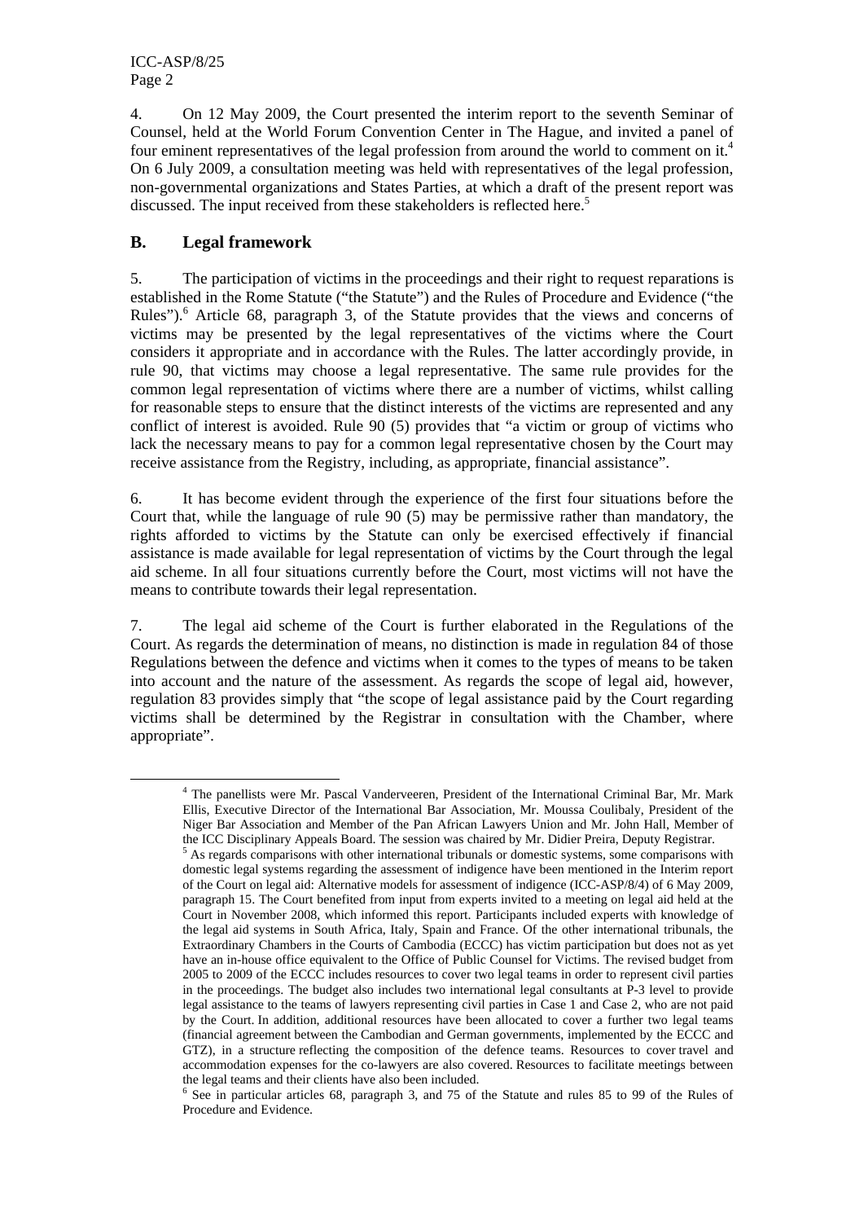4. On 12 May 2009, the Court presented the interim report to the seventh Seminar of Counsel, held at the World Forum Convention Center in The Hague, and invited a panel of four eminent representatives of the legal profession from around the world to comment on it.[4] On 6 July 2009, a consultation meeting was held with representatives of the legal profession, non-governmental organizations and States Parties, at which a draft of the present report was discussed. The input received from these stakeholders is reflected here.[5]

## B. Legal framework

5. The participation of victims in the proceedings and their right to request reparations is established in the Rome Statute ("the Statute") and the Rules of Procedure and Evidence ("the Rules").[6] Article 68, paragraph 3, of the Statute provides that the views and concerns of victims may be presented by the legal representatives of the victims where the Court considers it appropriate and in accordance with the Rules. The latter accordingly provide, in rule 90, that victims may choose a legal representative. The same rule provides for the common legal representation of victims where there are a number of victims, whilst calling for reasonable steps to ensure that the distinct interests of the victims are represented and any conflict of interest is avoided. Rule 90 (5) provides that "a victim or group of victims who lack the necessary means to pay for a common legal representative chosen by the Court may receive assistance from the Registry, including, as appropriate, financial assistance".

6. It has become evident through the experience of the first four situations before the Court that, while the language of rule 90 (5) may be permissive rather than mandatory, the rights afforded to victims by the Statute can only be exercised effectively if financial assistance is made available for legal representation of victims by the Court through the legal aid scheme. In all four situations currently before the Court, most victims will not have the means to contribute towards their legal representation.

7. The legal aid scheme of the Court is further elaborated in the Regulations of the Court. As regards the determination of means, no distinction is made in regulation 84 of those Regulations between the defence and victims when it comes to the types of means to be taken into account and the nature of the assessment. As regards the scope of legal aid, however, regulation 83 provides simply that "the scope of legal assistance paid by the Court regarding victims shall be determined by the Registrar in consultation with the Chamber, where appropriate".

---

[4] The panellists were Mr. Pascal Vanderveeren, President of the International Criminal Bar, Mr. Mark Ellis, Executive Director of the International Bar Association, Mr. Moussa Coulibaly, President of the Niger Bar Association and Member of the Pan African Lawyers Union and Mr. John Hall, Member of the ICC Disciplinary Appeals Board. The session was chaired by Mr. Didier Preira, Deputy Registrar.

[5] As regards comparisons with other international tribunals or domestic systems, some comparisons with domestic legal systems regarding the assessment of indigence have been mentioned in the Interim report of the Court on legal aid: Alternative models for assessment of indigence (ICC-ASP/8/4) of 6 May 2009, paragraph 15. The Court benefited from input from experts invited to a meeting on legal aid held at the Court in November 2008, which informed this report. Participants included experts with knowledge of the legal aid systems in South Africa, Italy, Spain and France. Of the other international tribunals, the Extraordinary Chambers in the Courts of Cambodia (ECCC) has victim participation but does not as yet have an in-house office equivalent to the Office of Public Counsel for Victims. The revised budget from 2005 to 2009 of the ECCC includes resources to cover two legal teams in order to represent civil parties in the proceedings. The budget also includes two international legal consultants at P-3 level to provide legal assistance to the teams of lawyers representing civil parties in Case 1 and Case 2, who are not paid by the Court. In addition, additional resources have been allocated to cover a further two legal teams (financial agreement between the Cambodian and German governments, implemented by the ECCC and GTZ), in a structure reflecting the composition of the defence teams. Resources to cover travel and accommodation expenses for the co-lawyers are also covered. Resources to facilitate meetings between the legal teams and their clients have also been included.

[6] See in particular articles 68, paragraph 3, and 75 of the Statute and rules 85 to 99 of the Rules of Procedure and Evidence.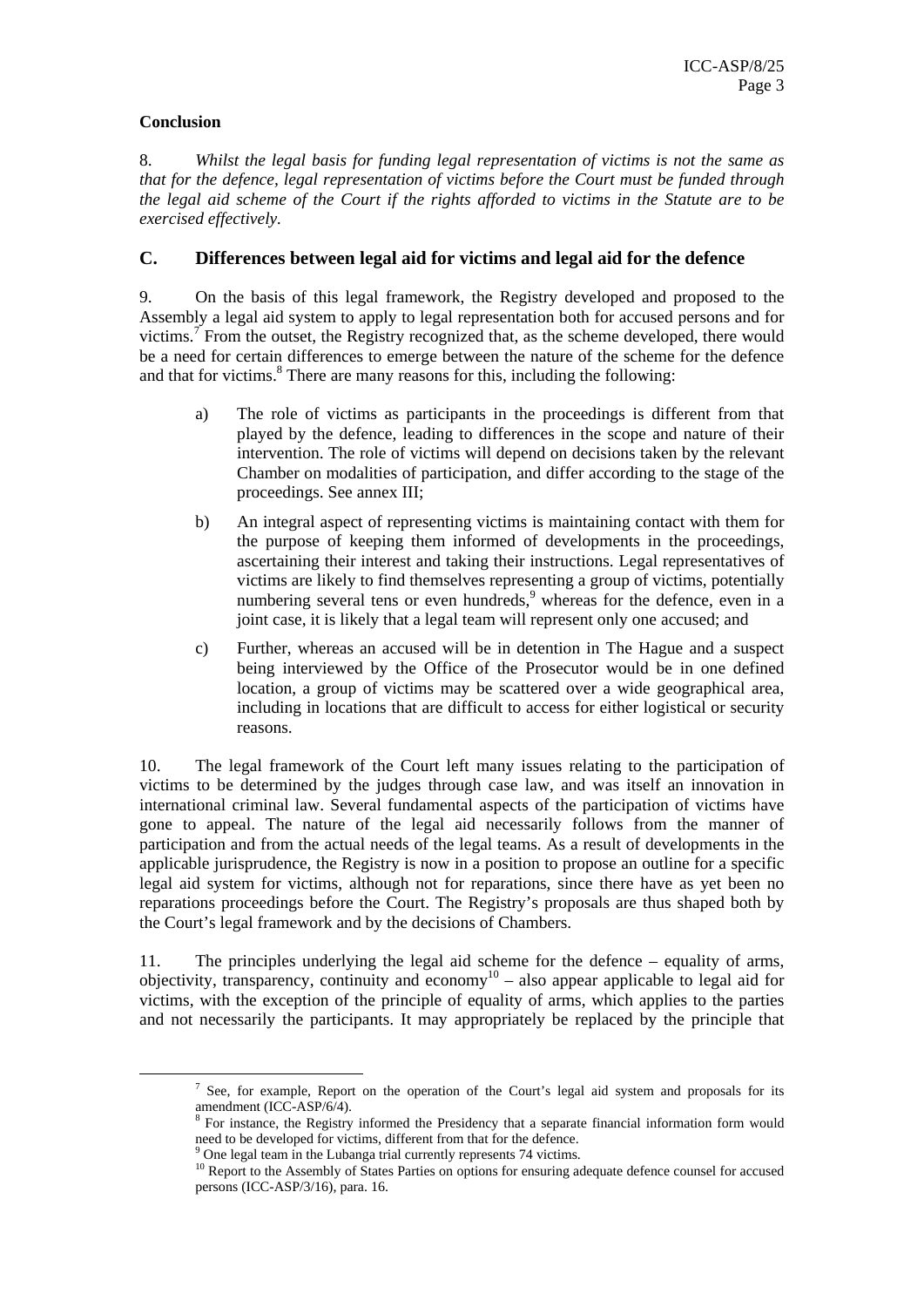**Conclusion**

8. *Whilst the legal basis for funding legal representation of victims is not the same as that for the defence, legal representation of victims before the Court must be funded through the legal aid scheme of the Court if the rights afforded to victims in the Statute are to be exercised effectively.*

## C. Differences between legal aid for victims and legal aid for the defence

9. On the basis of this legal framework, the Registry developed and proposed to the Assembly a legal aid system to apply to legal representation both for accused persons and for victims.[7] From the outset, the Registry recognized that, as the scheme developed, there would be a need for certain differences to emerge between the nature of the scheme for the defence and that for victims.[8] There are many reasons for this, including the following:

a) The role of victims as participants in the proceedings is different from that played by the defence, leading to differences in the scope and nature of their intervention. The role of victims will depend on decisions taken by the relevant Chamber on modalities of participation, and differ according to the stage of the proceedings. See annex III;

b) An integral aspect of representing victims is maintaining contact with them for the purpose of keeping them informed of developments in the proceedings, ascertaining their interest and taking their instructions. Legal representatives of victims are likely to find themselves representing a group of victims, potentially numbering several tens or even hundreds,[9] whereas for the defence, even in a joint case, it is likely that a legal team will represent only one accused; and

c) Further, whereas an accused will be in detention in The Hague and a suspect being interviewed by the Office of the Prosecutor would be in one defined location, a group of victims may be scattered over a wide geographical area, including in locations that are difficult to access for either logistical or security reasons.

10. The legal framework of the Court left many issues relating to the participation of victims to be determined by the judges through case law, and was itself an innovation in international criminal law. Several fundamental aspects of the participation of victims have gone to appeal. The nature of the legal aid necessarily follows from the manner of participation and from the actual needs of the legal teams. As a result of developments in the applicable jurisprudence, the Registry is now in a position to propose an outline for a specific legal aid system for victims, although not for reparations, since there have as yet been no reparations proceedings before the Court. The Registry's proposals are thus shaped both by the Court's legal framework and by the decisions of Chambers.

11. The principles underlying the legal aid scheme for the defence – equality of arms, objectivity, transparency, continuity and economy[10] – also appear applicable to legal aid for victims, with the exception of the principle of equality of arms, which applies to the parties and not necessarily the participants. It may appropriately be replaced by the principle that

---

[7] See, for example, Report on the operation of the Court's legal aid system and proposals for its amendment (ICC-ASP/6/4).

[8] For instance, the Registry informed the Presidency that a separate financial information form would need to be developed for victims, different from that for the defence.

[9] One legal team in the Lubanga trial currently represents 74 victims.

[10] Report to the Assembly of States Parties on options for ensuring adequate defence counsel for accused persons (ICC-ASP/3/16), para. 16.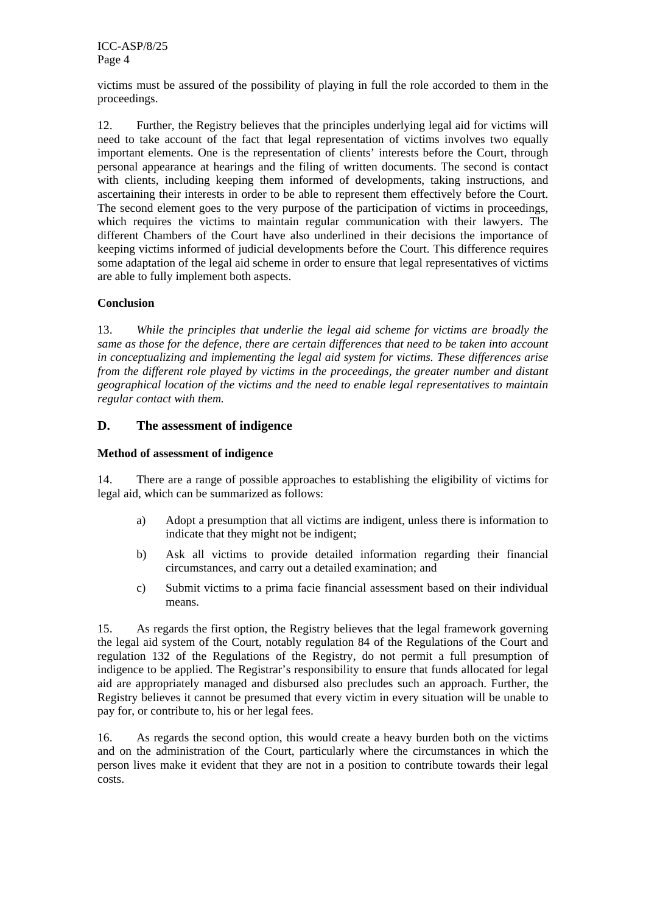victims must be assured of the possibility of playing in full the role accorded to them in the proceedings.

12. Further, the Registry believes that the principles underlying legal aid for victims will need to take account of the fact that legal representation of victims involves two equally important elements. One is the representation of clients' interests before the Court, through personal appearance at hearings and the filing of written documents. The second is contact with clients, including keeping them informed of developments, taking instructions, and ascertaining their interests in order to be able to represent them effectively before the Court. The second element goes to the very purpose of the participation of victims in proceedings, which requires the victims to maintain regular communication with their lawyers. The different Chambers of the Court have also underlined in their decisions the importance of keeping victims informed of judicial developments before the Court. This difference requires some adaptation of the legal aid scheme in order to ensure that legal representatives of victims are able to fully implement both aspects.

**Conclusion**

13. *While the principles that underlie the legal aid scheme for victims are broadly the same as those for the defence, there are certain differences that need to be taken into account in conceptualizing and implementing the legal aid system for victims. These differences arise from the different role played by victims in the proceedings, the greater number and distant geographical location of the victims and the need to enable legal representatives to maintain regular contact with them.*

## D. The assessment of indigence

**Method of assessment of indigence**

14. There are a range of possible approaches to establishing the eligibility of victims for legal aid, which can be summarized as follows:

a) Adopt a presumption that all victims are indigent, unless there is information to indicate that they might not be indigent;

b) Ask all victims to provide detailed information regarding their financial circumstances, and carry out a detailed examination; and

c) Submit victims to a prima facie financial assessment based on their individual means.

15. As regards the first option, the Registry believes that the legal framework governing the legal aid system of the Court, notably regulation 84 of the Regulations of the Court and regulation 132 of the Regulations of the Registry, do not permit a full presumption of indigence to be applied. The Registrar's responsibility to ensure that funds allocated for legal aid are appropriately managed and disbursed also precludes such an approach. Further, the Registry believes it cannot be presumed that every victim in every situation will be unable to pay for, or contribute to, his or her legal fees.

16. As regards the second option, this would create a heavy burden both on the victims and on the administration of the Court, particularly where the circumstances in which the person lives make it evident that they are not in a position to contribute towards their legal costs.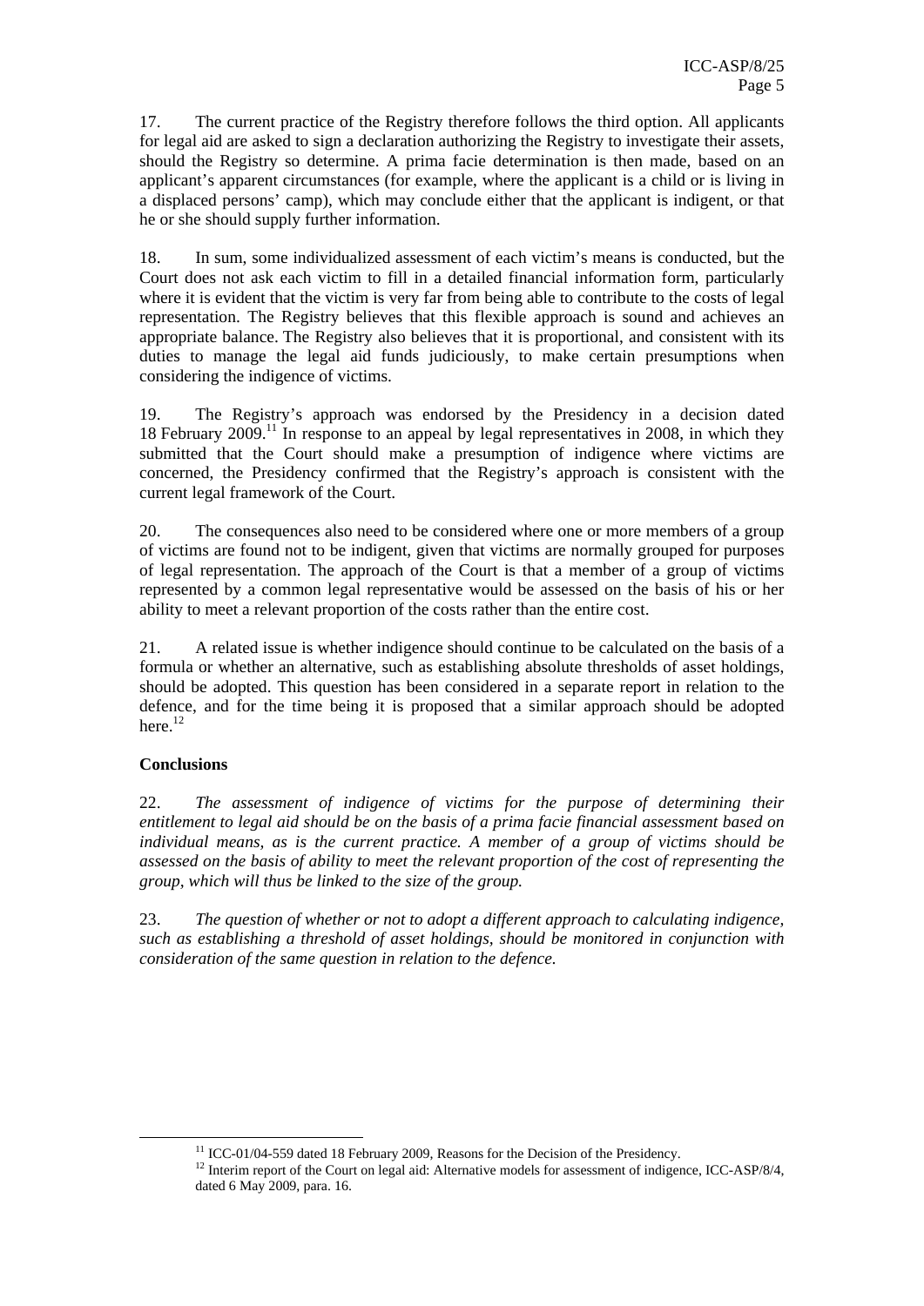17. The current practice of the Registry therefore follows the third option. All applicants for legal aid are asked to sign a declaration authorizing the Registry to investigate their assets, should the Registry so determine. A prima facie determination is then made, based on an applicant's apparent circumstances (for example, where the applicant is a child or is living in a displaced persons' camp), which may conclude either that the applicant is indigent, or that he or she should supply further information.

18. In sum, some individualized assessment of each victim's means is conducted, but the Court does not ask each victim to fill in a detailed financial information form, particularly where it is evident that the victim is very far from being able to contribute to the costs of legal representation. The Registry believes that this flexible approach is sound and achieves an appropriate balance. The Registry also believes that it is proportional, and consistent with its duties to manage the legal aid funds judiciously, to make certain presumptions when considering the indigence of victims.

19. The Registry's approach was endorsed by the Presidency in a decision dated 18 February 2009.[11] In response to an appeal by legal representatives in 2008, in which they submitted that the Court should make a presumption of indigence where victims are concerned, the Presidency confirmed that the Registry's approach is consistent with the current legal framework of the Court.

20. The consequences also need to be considered where one or more members of a group of victims are found not to be indigent, given that victims are normally grouped for purposes of legal representation. The approach of the Court is that a member of a group of victims represented by a common legal representative would be assessed on the basis of his or her ability to meet a relevant proportion of the costs rather than the entire cost.

21. A related issue is whether indigence should continue to be calculated on the basis of a formula or whether an alternative, such as establishing absolute thresholds of asset holdings, should be adopted. This question has been considered in a separate report in relation to the defence, and for the time being it is proposed that a similar approach should be adopted here.[12]

**Conclusions**

22. *The assessment of indigence of victims for the purpose of determining their entitlement to legal aid should be on the basis of a prima facie financial assessment based on individual means, as is the current practice. A member of a group of victims should be assessed on the basis of ability to meet the relevant proportion of the cost of representing the group, which will thus be linked to the size of the group.*

23. *The question of whether or not to adopt a different approach to calculating indigence, such as establishing a threshold of asset holdings, should be monitored in conjunction with consideration of the same question in relation to the defence.*

[11] ICC-01/04-559 dated 18 February 2009, Reasons for the Decision of the Presidency.

[12] Interim report of the Court on legal aid: Alternative models for assessment of indigence, ICC-ASP/8/4, dated 6 May 2009, para. 16.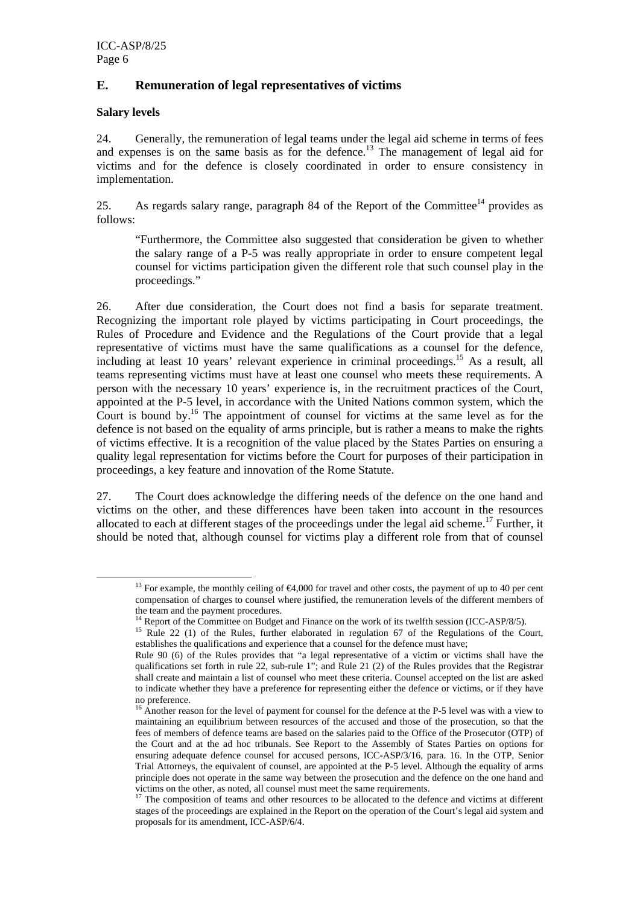## E. Remuneration of legal representatives of victims

### Salary levels

24. Generally, the remuneration of legal teams under the legal aid scheme in terms of fees and expenses is on the same basis as for the defence.[13] The management of legal aid for victims and for the defence is closely coordinated in order to ensure consistency in implementation.

25. As regards salary range, paragraph 84 of the Report of the Committee[14] provides as follows:

> "Furthermore, the Committee also suggested that consideration be given to whether the salary range of a P-5 was really appropriate in order to ensure competent legal counsel for victims participation given the different role that such counsel play in the proceedings."

26. After due consideration, the Court does not find a basis for separate treatment. Recognizing the important role played by victims participating in Court proceedings, the Rules of Procedure and Evidence and the Regulations of the Court provide that a legal representative of victims must have the same qualifications as a counsel for the defence, including at least 10 years' relevant experience in criminal proceedings.[15] As a result, all teams representing victims must have at least one counsel who meets these requirements. A person with the necessary 10 years' experience is, in the recruitment practices of the Court, appointed at the P-5 level, in accordance with the United Nations common system, which the Court is bound by.[16] The appointment of counsel for victims at the same level as for the defence is not based on the equality of arms principle, but is rather a means to make the rights of victims effective. It is a recognition of the value placed by the States Parties on ensuring a quality legal representation for victims before the Court for purposes of their participation in proceedings, a key feature and innovation of the Rome Statute.

27. The Court does acknowledge the differing needs of the defence on the one hand and victims on the other, and these differences have been taken into account in the resources allocated to each at different stages of the proceedings under the legal aid scheme.[17] Further, it should be noted that, although counsel for victims play a different role from that of counsel

---

[13] For example, the monthly ceiling of €4,000 for travel and other costs, the payment of up to 40 per cent compensation of charges to counsel where justified, the remuneration levels of the different members of the team and the payment procedures.

[14] Report of the Committee on Budget and Finance on the work of its twelfth session (ICC-ASP/8/5).

[15] Rule 22 (1) of the Rules, further elaborated in regulation 67 of the Regulations of the Court, establishes the qualifications and experience that a counsel for the defence must have;
Rule 90 (6) of the Rules provides that "a legal representative of a victim or victims shall have the qualifications set forth in rule 22, sub-rule 1"; and Rule 21 (2) of the Rules provides that the Registrar shall create and maintain a list of counsel who meet these criteria. Counsel accepted on the list are asked to indicate whether they have a preference for representing either the defence or victims, or if they have no preference.

[16] Another reason for the level of payment for counsel for the defence at the P-5 level was with a view to maintaining an equilibrium between resources of the accused and those of the prosecution, so that the fees of members of defence teams are based on the salaries paid to the Office of the Prosecutor (OTP) of the Court and at the ad hoc tribunals. See Report to the Assembly of States Parties on options for ensuring adequate defence counsel for accused persons, ICC-ASP/3/16, para. 16. In the OTP, Senior Trial Attorneys, the equivalent of counsel, are appointed at the P-5 level. Although the equality of arms principle does not operate in the same way between the prosecution and the defence on the one hand and victims on the other, as noted, all counsel must meet the same requirements.

[17] The composition of teams and other resources to be allocated to the defence and victims at different stages of the proceedings are explained in the Report on the operation of the Court's legal aid system and proposals for its amendment, ICC-ASP/6/4.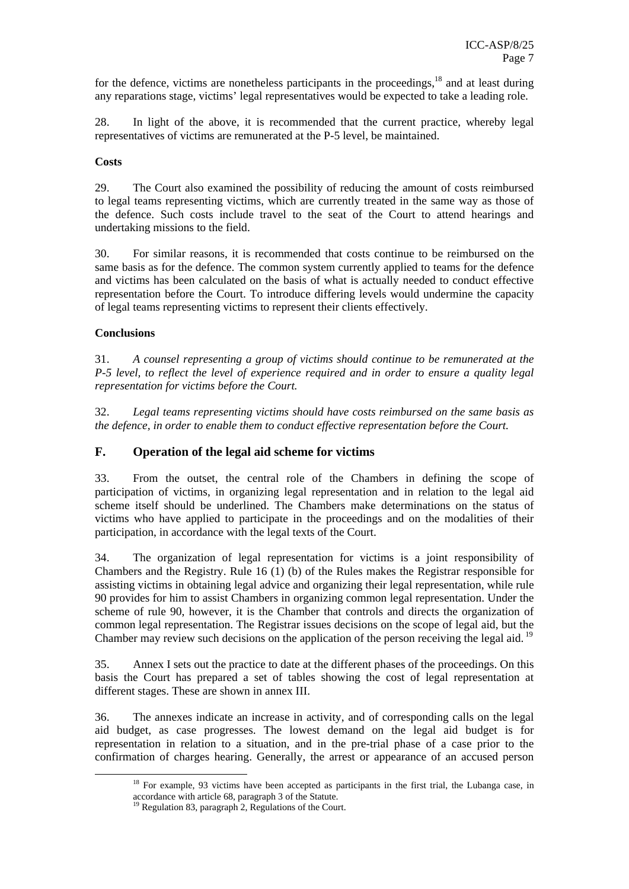for the defence, victims are nonetheless participants in the proceedings,[18] and at least during any reparations stage, victims' legal representatives would be expected to take a leading role.

28. In light of the above, it is recommended that the current practice, whereby legal representatives of victims are remunerated at the P-5 level, be maintained.

**Costs**

29. The Court also examined the possibility of reducing the amount of costs reimbursed to legal teams representing victims, which are currently treated in the same way as those of the defence. Such costs include travel to the seat of the Court to attend hearings and undertaking missions to the field.

30. For similar reasons, it is recommended that costs continue to be reimbursed on the same basis as for the defence. The common system currently applied to teams for the defence and victims has been calculated on the basis of what is actually needed to conduct effective representation before the Court. To introduce differing levels would undermine the capacity of legal teams representing victims to represent their clients effectively.

**Conclusions**

31. *A counsel representing a group of victims should continue to be remunerated at the P-5 level, to reflect the level of experience required and in order to ensure a quality legal representation for victims before the Court.*

32. *Legal teams representing victims should have costs reimbursed on the same basis as the defence, in order to enable them to conduct effective representation before the Court.*

## F. Operation of the legal aid scheme for victims

33. From the outset, the central role of the Chambers in defining the scope of participation of victims, in organizing legal representation and in relation to the legal aid scheme itself should be underlined. The Chambers make determinations on the status of victims who have applied to participate in the proceedings and on the modalities of their participation, in accordance with the legal texts of the Court.

34. The organization of legal representation for victims is a joint responsibility of Chambers and the Registry. Rule 16 (1) (b) of the Rules makes the Registrar responsible for assisting victims in obtaining legal advice and organizing their legal representation, while rule 90 provides for him to assist Chambers in organizing common legal representation. Under the scheme of rule 90, however, it is the Chamber that controls and directs the organization of common legal representation. The Registrar issues decisions on the scope of legal aid, but the Chamber may review such decisions on the application of the person receiving the legal aid.[19]

35. Annex I sets out the practice to date at the different phases of the proceedings. On this basis the Court has prepared a set of tables showing the cost of legal representation at different stages. These are shown in annex III.

36. The annexes indicate an increase in activity, and of corresponding calls on the legal aid budget, as case progresses. The lowest demand on the legal aid budget is for representation in relation to a situation, and in the pre-trial phase of a case prior to the confirmation of charges hearing. Generally, the arrest or appearance of an accused person

[18] For example, 93 victims have been accepted as participants in the first trial, the Lubanga case, in accordance with article 68, paragraph 3 of the Statute.

[19] Regulation 83, paragraph 2, Regulations of the Court.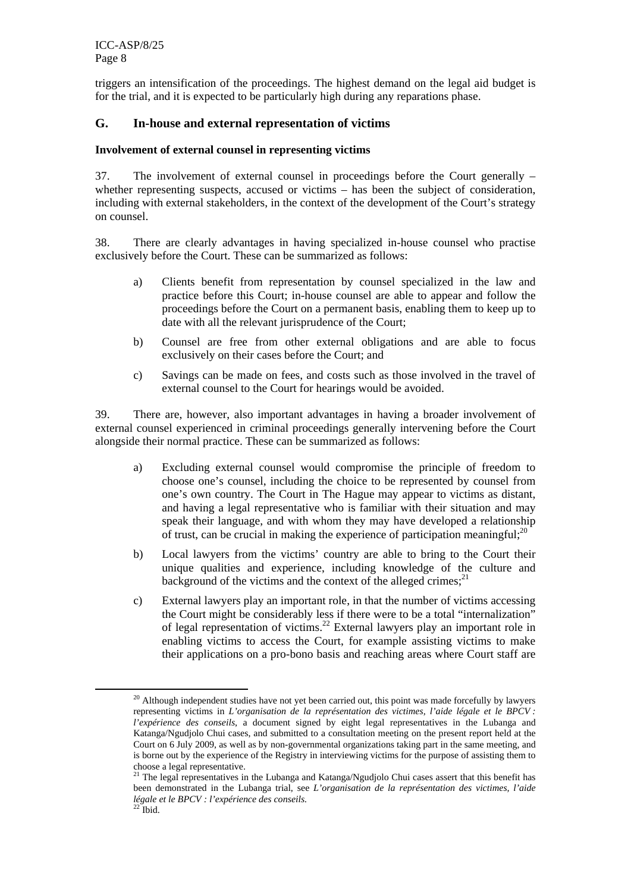triggers an intensification of the proceedings. The highest demand on the legal aid budget is for the trial, and it is expected to be particularly high during any reparations phase.

## G. In-house and external representation of victims

**Involvement of external counsel in representing victims**

37. The involvement of external counsel in proceedings before the Court generally – whether representing suspects, accused or victims – has been the subject of consideration, including with external stakeholders, in the context of the development of the Court's strategy on counsel.

38. There are clearly advantages in having specialized in-house counsel who practise exclusively before the Court. These can be summarized as follows:

a) Clients benefit from representation by counsel specialized in the law and practice before this Court; in-house counsel are able to appear and follow the proceedings before the Court on a permanent basis, enabling them to keep up to date with all the relevant jurisprudence of the Court;

b) Counsel are free from other external obligations and are able to focus exclusively on their cases before the Court; and

c) Savings can be made on fees, and costs such as those involved in the travel of external counsel to the Court for hearings would be avoided.

39. There are, however, also important advantages in having a broader involvement of external counsel experienced in criminal proceedings generally intervening before the Court alongside their normal practice. These can be summarized as follows:

a) Excluding external counsel would compromise the principle of freedom to choose one's counsel, including the choice to be represented by counsel from one's own country. The Court in The Hague may appear to victims as distant, and having a legal representative who is familiar with their situation and may speak their language, and with whom they may have developed a relationship of trust, can be crucial in making the experience of participation meaningful;[20]

b) Local lawyers from the victims' country are able to bring to the Court their unique qualities and experience, including knowledge of the culture and background of the victims and the context of the alleged crimes;[21]

c) External lawyers play an important role, in that the number of victims accessing the Court might be considerably less if there were to be a total "internalization" of legal representation of victims.[22] External lawyers play an important role in enabling victims to access the Court, for example assisting victims to make their applications on a pro-bono basis and reaching areas where Court staff are

---

[20] Although independent studies have not yet been carried out, this point was made forcefully by lawyers representing victims in *L'organisation de la représentation des victimes, l'aide légale et le BPCV : l'expérience des conseils*, a document signed by eight legal representatives in the Lubanga and Katanga/Ngudjolo Chui cases, and submitted to a consultation meeting on the present report held at the Court on 6 July 2009, as well as by non-governmental organizations taking part in the same meeting, and is borne out by the experience of the Registry in interviewing victims for the purpose of assisting them to choose a legal representative.

[21] The legal representatives in the Lubanga and Katanga/Ngudjolo Chui cases assert that this benefit has been demonstrated in the Lubanga trial, see *L'organisation de la représentation des victimes, l'aide légale et le BPCV : l'expérience des conseils.*

[22] Ibid.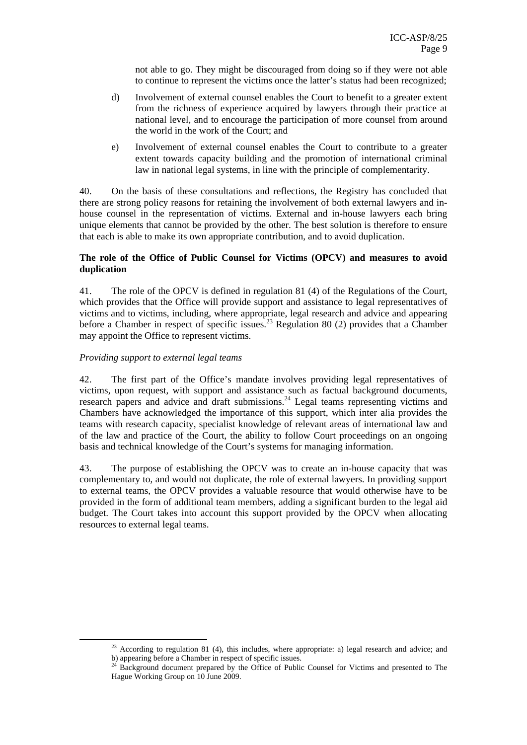not able to go. They might be discouraged from doing so if they were not able to continue to represent the victims once the latter's status had been recognized;

d) Involvement of external counsel enables the Court to benefit to a greater extent from the richness of experience acquired by lawyers through their practice at national level, and to encourage the participation of more counsel from around the world in the work of the Court; and

e) Involvement of external counsel enables the Court to contribute to a greater extent towards capacity building and the promotion of international criminal law in national legal systems, in line with the principle of complementarity.

40. On the basis of these consultations and reflections, the Registry has concluded that there are strong policy reasons for retaining the involvement of both external lawyers and in-house counsel in the representation of victims. External and in-house lawyers each bring unique elements that cannot be provided by the other. The best solution is therefore to ensure that each is able to make its own appropriate contribution, and to avoid duplication.

**The role of the Office of Public Counsel for Victims (OPCV) and measures to avoid duplication**

41. The role of the OPCV is defined in regulation 81 (4) of the Regulations of the Court, which provides that the Office will provide support and assistance to legal representatives of victims and to victims, including, where appropriate, legal research and advice and appearing before a Chamber in respect of specific issues.[23] Regulation 80 (2) provides that a Chamber may appoint the Office to represent victims.

*Providing support to external legal teams*

42. The first part of the Office's mandate involves providing legal representatives of victims, upon request, with support and assistance such as factual background documents, research papers and advice and draft submissions.[24] Legal teams representing victims and Chambers have acknowledged the importance of this support, which inter alia provides the teams with research capacity, specialist knowledge of relevant areas of international law and of the law and practice of the Court, the ability to follow Court proceedings on an ongoing basis and technical knowledge of the Court's systems for managing information.

43. The purpose of establishing the OPCV was to create an in-house capacity that was complementary to, and would not duplicate, the role of external lawyers. In providing support to external teams, the OPCV provides a valuable resource that would otherwise have to be provided in the form of additional team members, adding a significant burden to the legal aid budget. The Court takes into account this support provided by the OPCV when allocating resources to external legal teams.

---

[23] According to regulation 81 (4), this includes, where appropriate: a) legal research and advice; and b) appearing before a Chamber in respect of specific issues.

[24] Background document prepared by the Office of Public Counsel for Victims and presented to The Hague Working Group on 10 June 2009.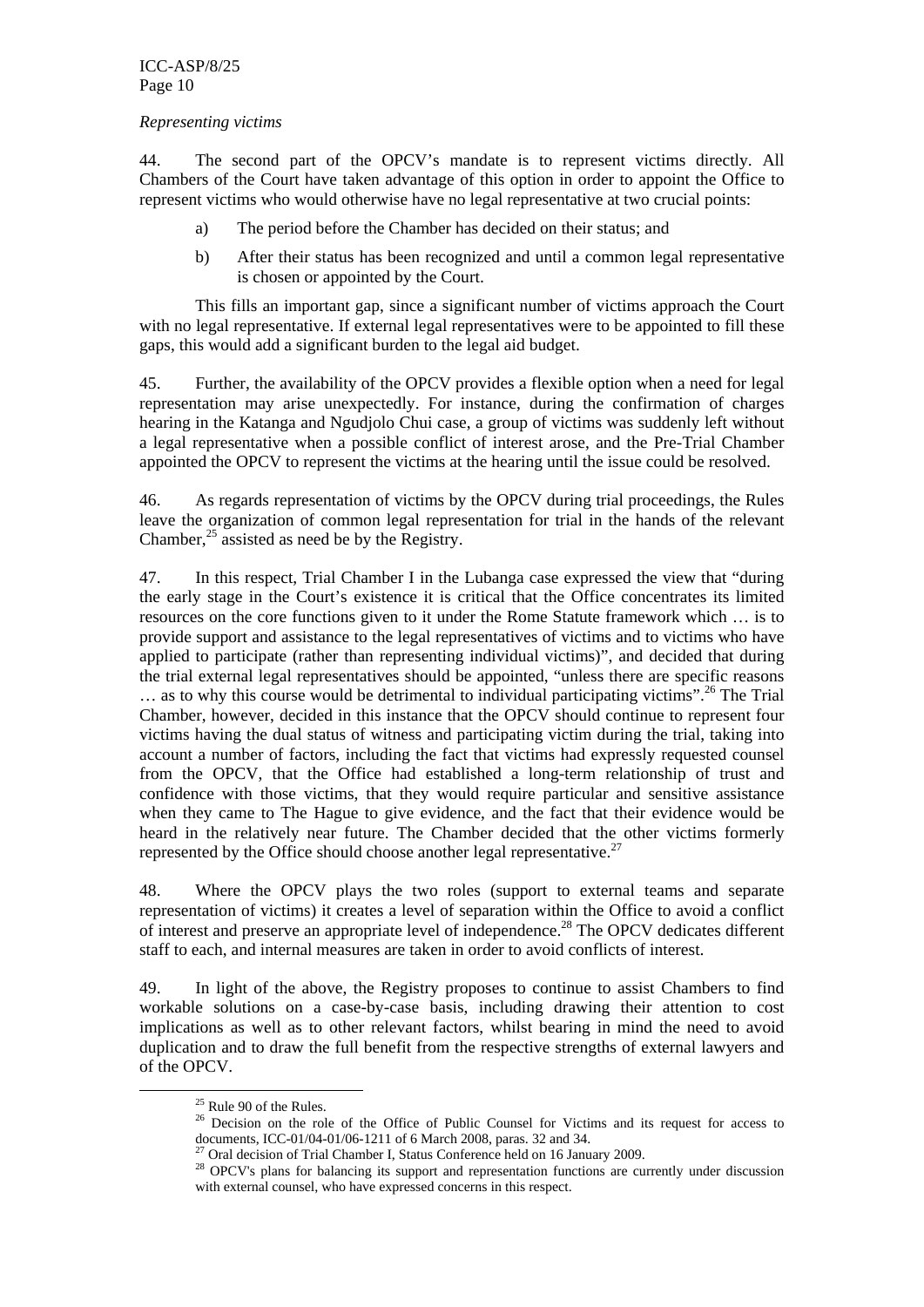*Representing victims*

44. The second part of the OPCV's mandate is to represent victims directly. All Chambers of the Court have taken advantage of this option in order to appoint the Office to represent victims who would otherwise have no legal representative at two crucial points:

a) The period before the Chamber has decided on their status; and

b) After their status has been recognized and until a common legal representative is chosen or appointed by the Court.

This fills an important gap, since a significant number of victims approach the Court with no legal representative. If external legal representatives were to be appointed to fill these gaps, this would add a significant burden to the legal aid budget.

45. Further, the availability of the OPCV provides a flexible option when a need for legal representation may arise unexpectedly. For instance, during the confirmation of charges hearing in the Katanga and Ngudjolo Chui case, a group of victims was suddenly left without a legal representative when a possible conflict of interest arose, and the Pre-Trial Chamber appointed the OPCV to represent the victims at the hearing until the issue could be resolved.

46. As regards representation of victims by the OPCV during trial proceedings, the Rules leave the organization of common legal representation for trial in the hands of the relevant Chamber,[25] assisted as need be by the Registry.

47. In this respect, Trial Chamber I in the Lubanga case expressed the view that "during the early stage in the Court's existence it is critical that the Office concentrates its limited resources on the core functions given to it under the Rome Statute framework which … is to provide support and assistance to the legal representatives of victims and to victims who have applied to participate (rather than representing individual victims)", and decided that during the trial external legal representatives should be appointed, "unless there are specific reasons … as to why this course would be detrimental to individual participating victims".[26] The Trial Chamber, however, decided in this instance that the OPCV should continue to represent four victims having the dual status of witness and participating victim during the trial, taking into account a number of factors, including the fact that victims had expressly requested counsel from the OPCV, that the Office had established a long-term relationship of trust and confidence with those victims, that they would require particular and sensitive assistance when they came to The Hague to give evidence, and the fact that their evidence would be heard in the relatively near future. The Chamber decided that the other victims formerly represented by the Office should choose another legal representative.[27]

48. Where the OPCV plays the two roles (support to external teams and separate representation of victims) it creates a level of separation within the Office to avoid a conflict of interest and preserve an appropriate level of independence.[28] The OPCV dedicates different staff to each, and internal measures are taken in order to avoid conflicts of interest.

49. In light of the above, the Registry proposes to continue to assist Chambers to find workable solutions on a case-by-case basis, including drawing their attention to cost implications as well as to other relevant factors, whilst bearing in mind the need to avoid duplication and to draw the full benefit from the respective strengths of external lawyers and of the OPCV.

[25] Rule 90 of the Rules.

[26] Decision on the role of the Office of Public Counsel for Victims and its request for access to documents, ICC-01/04-01/06-1211 of 6 March 2008, paras. 32 and 34.

[27] Oral decision of Trial Chamber I, Status Conference held on 16 January 2009.

[28] OPCV's plans for balancing its support and representation functions are currently under discussion with external counsel, who have expressed concerns in this respect.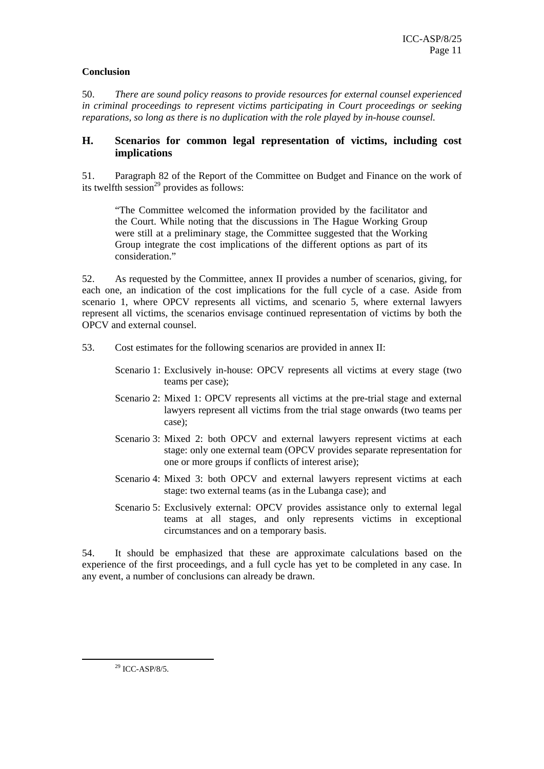**Conclusion**

50. *There are sound policy reasons to provide resources for external counsel experienced in criminal proceedings to represent victims participating in Court proceedings or seeking reparations, so long as there is no duplication with the role played by in-house counsel.*

## H. Scenarios for common legal representation of victims, including cost implications

51. Paragraph 82 of the Report of the Committee on Budget and Finance on the work of its twelfth session[29] provides as follows:

> "The Committee welcomed the information provided by the facilitator and the Court. While noting that the discussions in The Hague Working Group were still at a preliminary stage, the Committee suggested that the Working Group integrate the cost implications of the different options as part of its consideration."

52. As requested by the Committee, annex II provides a number of scenarios, giving, for each one, an indication of the cost implications for the full cycle of a case. Aside from scenario 1, where OPCV represents all victims, and scenario 5, where external lawyers represent all victims, the scenarios envisage continued representation of victims by both the OPCV and external counsel.

53. Cost estimates for the following scenarios are provided in annex II:

Scenario 1: Exclusively in-house: OPCV represents all victims at every stage (two teams per case);

Scenario 2: Mixed 1: OPCV represents all victims at the pre-trial stage and external lawyers represent all victims from the trial stage onwards (two teams per case);

Scenario 3: Mixed 2: both OPCV and external lawyers represent victims at each stage: only one external team (OPCV provides separate representation for one or more groups if conflicts of interest arise);

Scenario 4: Mixed 3: both OPCV and external lawyers represent victims at each stage: two external teams (as in the Lubanga case); and

Scenario 5: Exclusively external: OPCV provides assistance only to external legal teams at all stages, and only represents victims in exceptional circumstances and on a temporary basis.

54. It should be emphasized that these are approximate calculations based on the experience of the first proceedings, and a full cycle has yet to be completed in any case. In any event, a number of conclusions can already be drawn.

---

[29] ICC-ASP/8/5.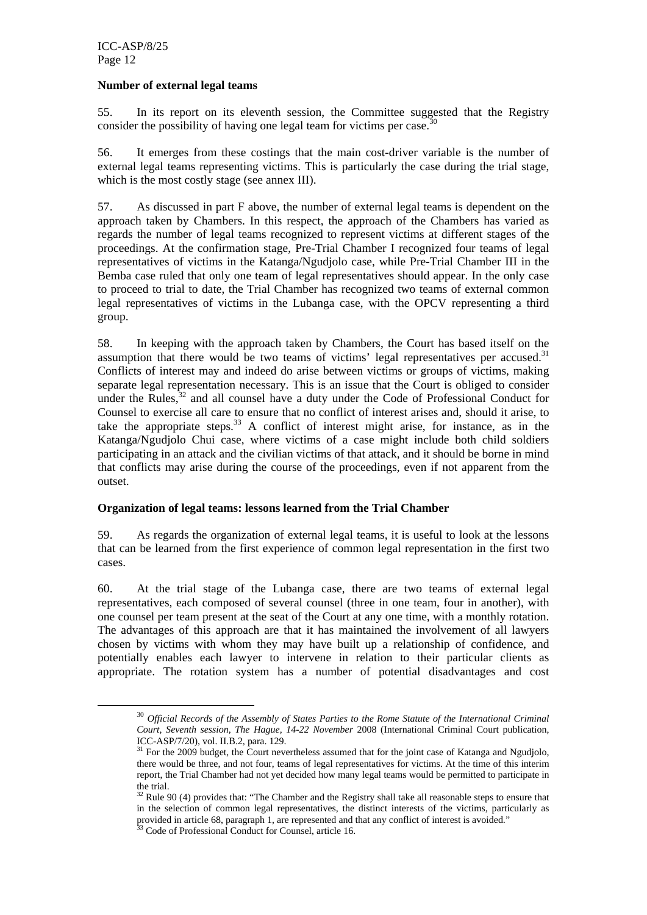**Number of external legal teams**

55. In its report on its eleventh session, the Committee suggested that the Registry consider the possibility of having one legal team for victims per case.[30]

56. It emerges from these costings that the main cost-driver variable is the number of external legal teams representing victims. This is particularly the case during the trial stage, which is the most costly stage (see annex III).

57. As discussed in part F above, the number of external legal teams is dependent on the approach taken by Chambers. In this respect, the approach of the Chambers has varied as regards the number of legal teams recognized to represent victims at different stages of the proceedings. At the confirmation stage, Pre-Trial Chamber I recognized four teams of legal representatives of victims in the Katanga/Ngudjolo case, while Pre-Trial Chamber III in the Bemba case ruled that only one team of legal representatives should appear. In the only case to proceed to trial to date, the Trial Chamber has recognized two teams of external common legal representatives of victims in the Lubanga case, with the OPCV representing a third group.

58. In keeping with the approach taken by Chambers, the Court has based itself on the assumption that there would be two teams of victims' legal representatives per accused.[31] Conflicts of interest may and indeed do arise between victims or groups of victims, making separate legal representation necessary. This is an issue that the Court is obliged to consider under the Rules,[32] and all counsel have a duty under the Code of Professional Conduct for Counsel to exercise all care to ensure that no conflict of interest arises and, should it arise, to take the appropriate steps.[33] A conflict of interest might arise, for instance, as in the Katanga/Ngudjolo Chui case, where victims of a case might include both child soldiers participating in an attack and the civilian victims of that attack, and it should be borne in mind that conflicts may arise during the course of the proceedings, even if not apparent from the outset.

**Organization of legal teams: lessons learned from the Trial Chamber**

59. As regards the organization of external legal teams, it is useful to look at the lessons that can be learned from the first experience of common legal representation in the first two cases.

60. At the trial stage of the Lubanga case, there are two teams of external legal representatives, each composed of several counsel (three in one team, four in another), with one counsel per team present at the seat of the Court at any one time, with a monthly rotation. The advantages of this approach are that it has maintained the involvement of all lawyers chosen by victims with whom they may have built up a relationship of confidence, and potentially enables each lawyer to intervene in relation to their particular clients as appropriate. The rotation system has a number of potential disadvantages and cost

---

[30] *Official Records of the Assembly of States Parties to the Rome Statute of the International Criminal Court, Seventh session, The Hague, 14-22 November* 2008 (International Criminal Court publication, ICC-ASP/7/20), vol. II.B.2, para. 129.

[31] For the 2009 budget, the Court nevertheless assumed that for the joint case of Katanga and Ngudjolo, there would be three, and not four, teams of legal representatives for victims. At the time of this interim report, the Trial Chamber had not yet decided how many legal teams would be permitted to participate in the trial.

[32] Rule 90 (4) provides that: "The Chamber and the Registry shall take all reasonable steps to ensure that in the selection of common legal representatives, the distinct interests of the victims, particularly as provided in article 68, paragraph 1, are represented and that any conflict of interest is avoided."

[33] Code of Professional Conduct for Counsel, article 16.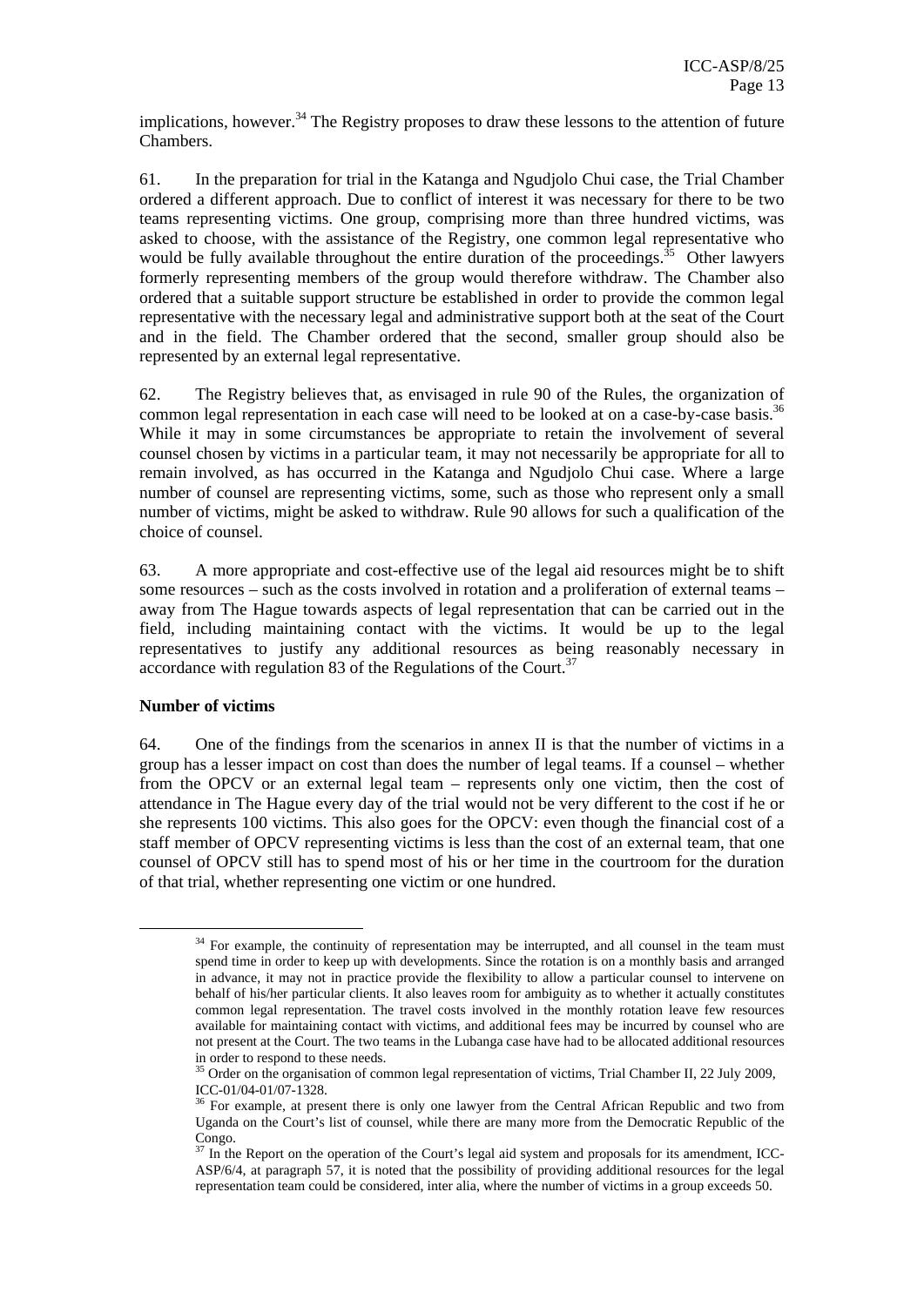implications, however.[34] The Registry proposes to draw these lessons to the attention of future Chambers.

61. In the preparation for trial in the Katanga and Ngudjolo Chui case, the Trial Chamber ordered a different approach. Due to conflict of interest it was necessary for there to be two teams representing victims. One group, comprising more than three hundred victims, was asked to choose, with the assistance of the Registry, one common legal representative who would be fully available throughout the entire duration of the proceedings.[35] Other lawyers formerly representing members of the group would therefore withdraw. The Chamber also ordered that a suitable support structure be established in order to provide the common legal representative with the necessary legal and administrative support both at the seat of the Court and in the field. The Chamber ordered that the second, smaller group should also be represented by an external legal representative.

62. The Registry believes that, as envisaged in rule 90 of the Rules, the organization of common legal representation in each case will need to be looked at on a case-by-case basis.[36] While it may in some circumstances be appropriate to retain the involvement of several counsel chosen by victims in a particular team, it may not necessarily be appropriate for all to remain involved, as has occurred in the Katanga and Ngudjolo Chui case. Where a large number of counsel are representing victims, some, such as those who represent only a small number of victims, might be asked to withdraw. Rule 90 allows for such a qualification of the choice of counsel.

63. A more appropriate and cost-effective use of the legal aid resources might be to shift some resources – such as the costs involved in rotation and a proliferation of external teams – away from The Hague towards aspects of legal representation that can be carried out in the field, including maintaining contact with the victims. It would be up to the legal representatives to justify any additional resources as being reasonably necessary in accordance with regulation 83 of the Regulations of the Court.[37]

**Number of victims**

64. One of the findings from the scenarios in annex II is that the number of victims in a group has a lesser impact on cost than does the number of legal teams. If a counsel – whether from the OPCV or an external legal team – represents only one victim, then the cost of attendance in The Hague every day of the trial would not be very different to the cost if he or she represents 100 victims. This also goes for the OPCV: even though the financial cost of a staff member of OPCV representing victims is less than the cost of an external team, that one counsel of OPCV still has to spend most of his or her time in the courtroom for the duration of that trial, whether representing one victim or one hundred.

---

[34] For example, the continuity of representation may be interrupted, and all counsel in the team must spend time in order to keep up with developments. Since the rotation is on a monthly basis and arranged in advance, it may not in practice provide the flexibility to allow a particular counsel to intervene on behalf of his/her particular clients. It also leaves room for ambiguity as to whether it actually constitutes common legal representation. The travel costs involved in the monthly rotation leave few resources available for maintaining contact with victims, and additional fees may be incurred by counsel who are not present at the Court. The two teams in the Lubanga case have had to be allocated additional resources in order to respond to these needs.

[35] Order on the organisation of common legal representation of victims, Trial Chamber II, 22 July 2009, ICC-01/04-01/07-1328.

[36] For example, at present there is only one lawyer from the Central African Republic and two from Uganda on the Court's list of counsel, while there are many more from the Democratic Republic of the Congo.

[37] In the Report on the operation of the Court's legal aid system and proposals for its amendment, ICC-ASP/6/4, at paragraph 57, it is noted that the possibility of providing additional resources for the legal representation team could be considered, inter alia, where the number of victims in a group exceeds 50.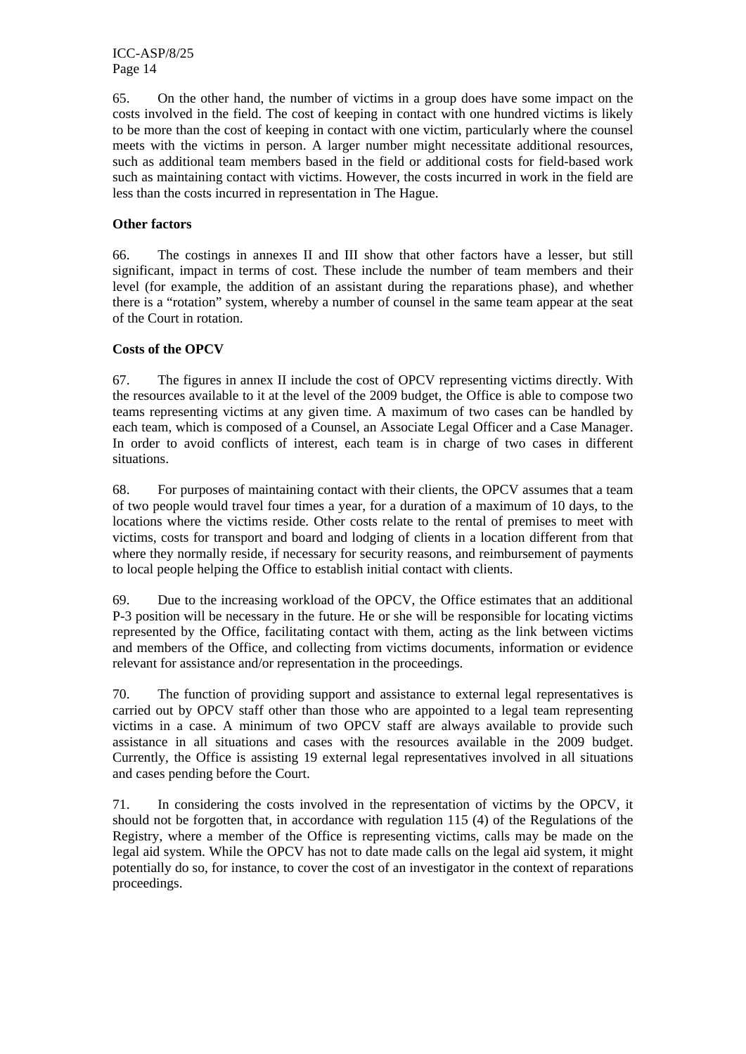65. On the other hand, the number of victims in a group does have some impact on the costs involved in the field. The cost of keeping in contact with one hundred victims is likely to be more than the cost of keeping in contact with one victim, particularly where the counsel meets with the victims in person. A larger number might necessitate additional resources, such as additional team members based in the field or additional costs for field-based work such as maintaining contact with victims. However, the costs incurred in work in the field are less than the costs incurred in representation in The Hague.

**Other factors**

66. The costings in annexes II and III show that other factors have a lesser, but still significant, impact in terms of cost. These include the number of team members and their level (for example, the addition of an assistant during the reparations phase), and whether there is a "rotation" system, whereby a number of counsel in the same team appear at the seat of the Court in rotation.

**Costs of the OPCV**

67. The figures in annex II include the cost of OPCV representing victims directly. With the resources available to it at the level of the 2009 budget, the Office is able to compose two teams representing victims at any given time. A maximum of two cases can be handled by each team, which is composed of a Counsel, an Associate Legal Officer and a Case Manager. In order to avoid conflicts of interest, each team is in charge of two cases in different situations.

68. For purposes of maintaining contact with their clients, the OPCV assumes that a team of two people would travel four times a year, for a duration of a maximum of 10 days, to the locations where the victims reside. Other costs relate to the rental of premises to meet with victims, costs for transport and board and lodging of clients in a location different from that where they normally reside, if necessary for security reasons, and reimbursement of payments to local people helping the Office to establish initial contact with clients.

69. Due to the increasing workload of the OPCV, the Office estimates that an additional P-3 position will be necessary in the future. He or she will be responsible for locating victims represented by the Office, facilitating contact with them, acting as the link between victims and members of the Office, and collecting from victims documents, information or evidence relevant for assistance and/or representation in the proceedings.

70. The function of providing support and assistance to external legal representatives is carried out by OPCV staff other than those who are appointed to a legal team representing victims in a case. A minimum of two OPCV staff are always available to provide such assistance in all situations and cases with the resources available in the 2009 budget. Currently, the Office is assisting 19 external legal representatives involved in all situations and cases pending before the Court.

71. In considering the costs involved in the representation of victims by the OPCV, it should not be forgotten that, in accordance with regulation 115 (4) of the Regulations of the Registry, where a member of the Office is representing victims, calls may be made on the legal aid system. While the OPCV has not to date made calls on the legal aid system, it might potentially do so, for instance, to cover the cost of an investigator in the context of reparations proceedings.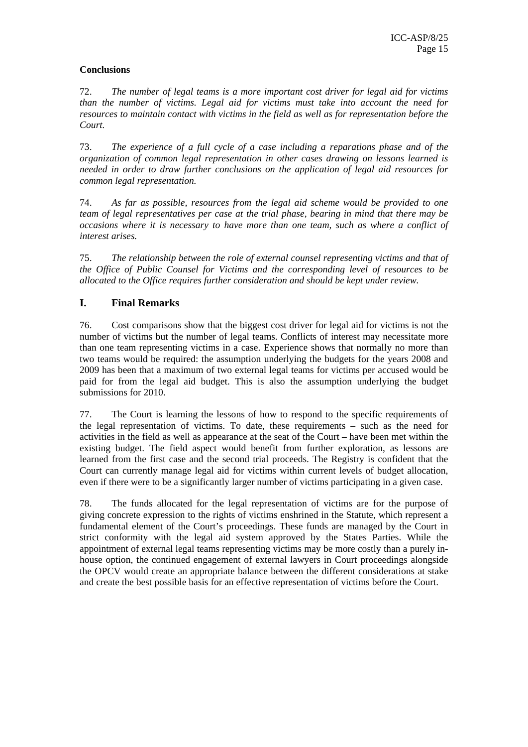**Conclusions**

72. *The number of legal teams is a more important cost driver for legal aid for victims than the number of victims. Legal aid for victims must take into account the need for resources to maintain contact with victims in the field as well as for representation before the Court.*

73. *The experience of a full cycle of a case including a reparations phase and of the organization of common legal representation in other cases drawing on lessons learned is needed in order to draw further conclusions on the application of legal aid resources for common legal representation.*

74. *As far as possible, resources from the legal aid scheme would be provided to one team of legal representatives per case at the trial phase, bearing in mind that there may be occasions where it is necessary to have more than one team, such as where a conflict of interest arises.*

75. *The relationship between the role of external counsel representing victims and that of the Office of Public Counsel for Victims and the corresponding level of resources to be allocated to the Office requires further consideration and should be kept under review.*

## I. Final Remarks

76. Cost comparisons show that the biggest cost driver for legal aid for victims is not the number of victims but the number of legal teams. Conflicts of interest may necessitate more than one team representing victims in a case. Experience shows that normally no more than two teams would be required: the assumption underlying the budgets for the years 2008 and 2009 has been that a maximum of two external legal teams for victims per accused would be paid for from the legal aid budget. This is also the assumption underlying the budget submissions for 2010.

77. The Court is learning the lessons of how to respond to the specific requirements of the legal representation of victims. To date, these requirements – such as the need for activities in the field as well as appearance at the seat of the Court – have been met within the existing budget. The field aspect would benefit from further exploration, as lessons are learned from the first case and the second trial proceeds. The Registry is confident that the Court can currently manage legal aid for victims within current levels of budget allocation, even if there were to be a significantly larger number of victims participating in a given case.

78. The funds allocated for the legal representation of victims are for the purpose of giving concrete expression to the rights of victims enshrined in the Statute, which represent a fundamental element of the Court's proceedings. These funds are managed by the Court in strict conformity with the legal aid system approved by the States Parties. While the appointment of external legal teams representing victims may be more costly than a purely in-house option, the continued engagement of external lawyers in Court proceedings alongside the OPCV would create an appropriate balance between the different considerations at stake and create the best possible basis for an effective representation of victims before the Court.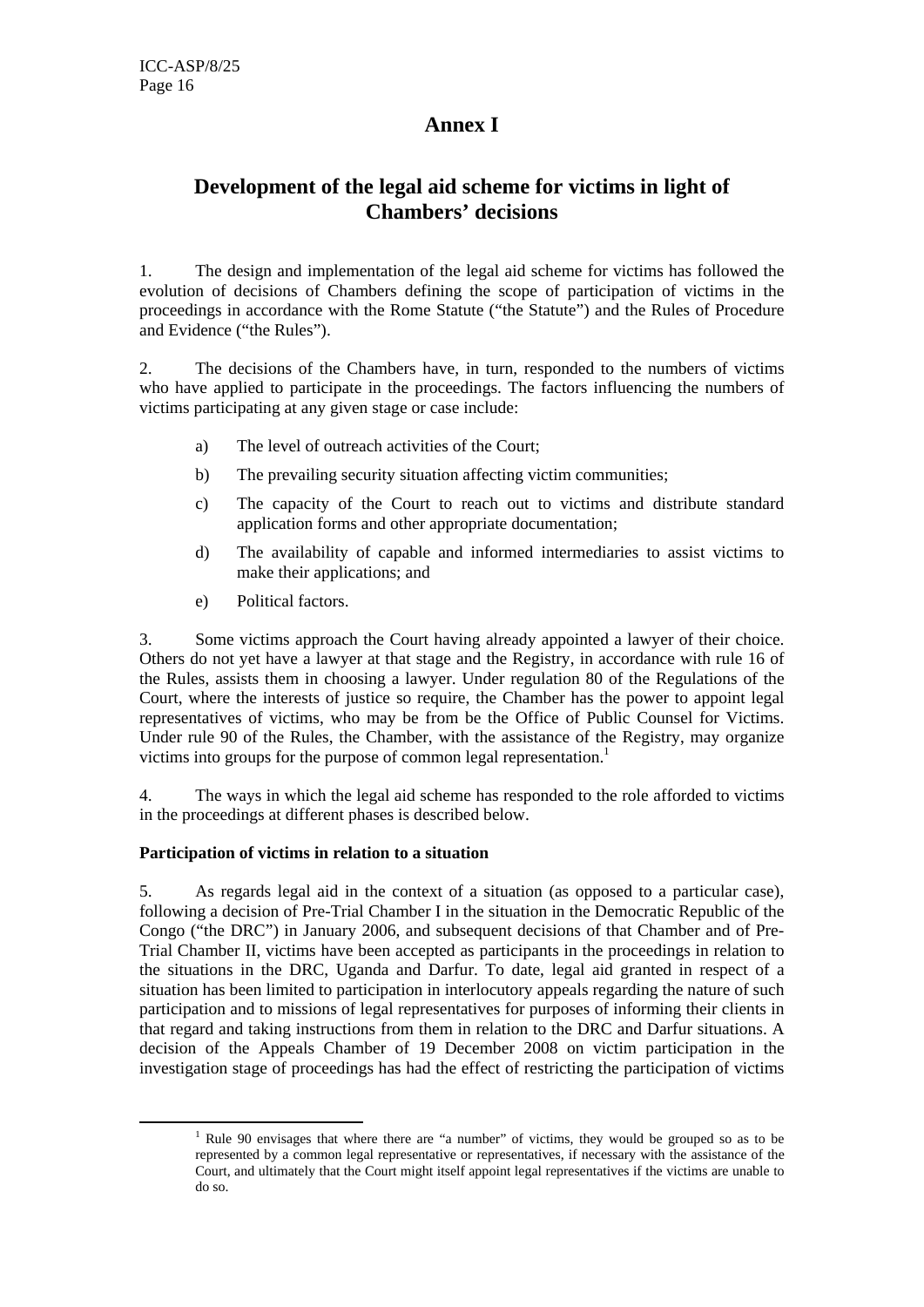# Annex I

## Development of the legal aid scheme for victims in light of Chambers' decisions

1. The design and implementation of the legal aid scheme for victims has followed the evolution of decisions of Chambers defining the scope of participation of victims in the proceedings in accordance with the Rome Statute ("the Statute") and the Rules of Procedure and Evidence ("the Rules").

2. The decisions of the Chambers have, in turn, responded to the numbers of victims who have applied to participate in the proceedings. The factors influencing the numbers of victims participating at any given stage or case include:

a) The level of outreach activities of the Court;

b) The prevailing security situation affecting victim communities;

c) The capacity of the Court to reach out to victims and distribute standard application forms and other appropriate documentation;

d) The availability of capable and informed intermediaries to assist victims to make their applications; and

e) Political factors.

3. Some victims approach the Court having already appointed a lawyer of their choice. Others do not yet have a lawyer at that stage and the Registry, in accordance with rule 16 of the Rules, assists them in choosing a lawyer. Under regulation 80 of the Regulations of the Court, where the interests of justice so require, the Chamber has the power to appoint legal representatives of victims, who may be from be the Office of Public Counsel for Victims. Under rule 90 of the Rules, the Chamber, with the assistance of the Registry, may organize victims into groups for the purpose of common legal representation.[1]

4. The ways in which the legal aid scheme has responded to the role afforded to victims in the proceedings at different phases is described below.

**Participation of victims in relation to a situation**

5. As regards legal aid in the context of a situation (as opposed to a particular case), following a decision of Pre-Trial Chamber I in the situation in the Democratic Republic of the Congo ("the DRC") in January 2006, and subsequent decisions of that Chamber and of Pre-Trial Chamber II, victims have been accepted as participants in the proceedings in relation to the situations in the DRC, Uganda and Darfur. To date, legal aid granted in respect of a situation has been limited to participation in interlocutory appeals regarding the nature of such participation and to missions of legal representatives for purposes of informing their clients in that regard and taking instructions from them in relation to the DRC and Darfur situations. A decision of the Appeals Chamber of 19 December 2008 on victim participation in the investigation stage of proceedings has had the effect of restricting the participation of victims

---

[1] Rule 90 envisages that where there are "a number" of victims, they would be grouped so as to be represented by a common legal representative or representatives, if necessary with the assistance of the Court, and ultimately that the Court might itself appoint legal representatives if the victims are unable to do so.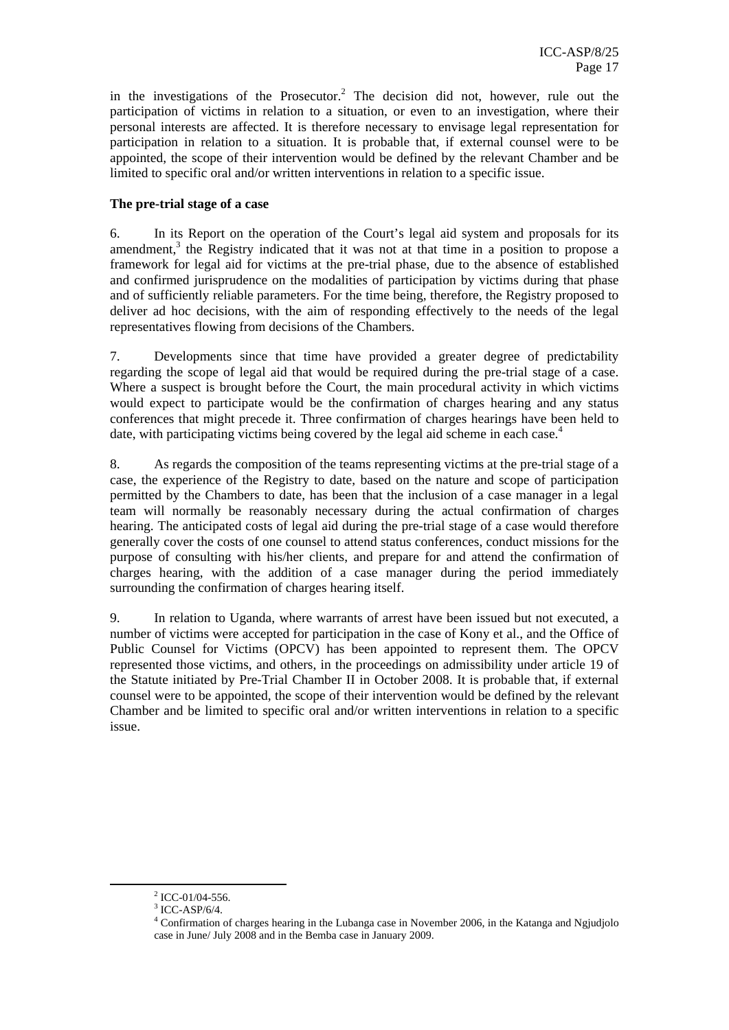in the investigations of the Prosecutor.[2] The decision did not, however, rule out the participation of victims in relation to a situation, or even to an investigation, where their personal interests are affected. It is therefore necessary to envisage legal representation for participation in relation to a situation. It is probable that, if external counsel were to be appointed, the scope of their intervention would be defined by the relevant Chamber and be limited to specific oral and/or written interventions in relation to a specific issue.

**The pre-trial stage of a case**

6. In its Report on the operation of the Court's legal aid system and proposals for its amendment,[3] the Registry indicated that it was not at that time in a position to propose a framework for legal aid for victims at the pre-trial phase, due to the absence of established and confirmed jurisprudence on the modalities of participation by victims during that phase and of sufficiently reliable parameters. For the time being, therefore, the Registry proposed to deliver ad hoc decisions, with the aim of responding effectively to the needs of the legal representatives flowing from decisions of the Chambers.

7. Developments since that time have provided a greater degree of predictability regarding the scope of legal aid that would be required during the pre-trial stage of a case. Where a suspect is brought before the Court, the main procedural activity in which victims would expect to participate would be the confirmation of charges hearing and any status conferences that might precede it. Three confirmation of charges hearings have been held to date, with participating victims being covered by the legal aid scheme in each case.[4]

8. As regards the composition of the teams representing victims at the pre-trial stage of a case, the experience of the Registry to date, based on the nature and scope of participation permitted by the Chambers to date, has been that the inclusion of a case manager in a legal team will normally be reasonably necessary during the actual confirmation of charges hearing. The anticipated costs of legal aid during the pre-trial stage of a case would therefore generally cover the costs of one counsel to attend status conferences, conduct missions for the purpose of consulting with his/her clients, and prepare for and attend the confirmation of charges hearing, with the addition of a case manager during the period immediately surrounding the confirmation of charges hearing itself.

9. In relation to Uganda, where warrants of arrest have been issued but not executed, a number of victims were accepted for participation in the case of Kony et al., and the Office of Public Counsel for Victims (OPCV) has been appointed to represent them. The OPCV represented those victims, and others, in the proceedings on admissibility under article 19 of the Statute initiated by Pre-Trial Chamber II in October 2008. It is probable that, if external counsel were to be appointed, the scope of their intervention would be defined by the relevant Chamber and be limited to specific oral and/or written interventions in relation to a specific issue.

---

[2] ICC-01/04-556.

[3] ICC-ASP/6/4.

[4] Confirmation of charges hearing in the Lubanga case in November 2006, in the Katanga and Ngjudjolo case in June/ July 2008 and in the Bemba case in January 2009.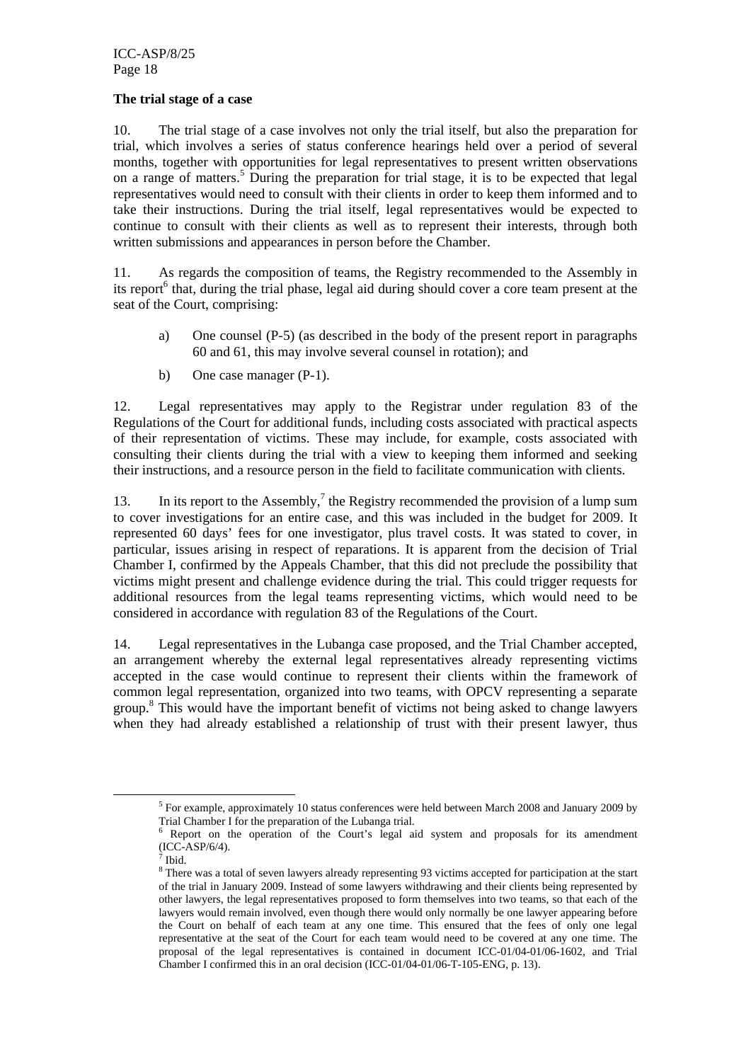**The trial stage of a case**

10. The trial stage of a case involves not only the trial itself, but also the preparation for trial, which involves a series of status conference hearings held over a period of several months, together with opportunities for legal representatives to present written observations on a range of matters.[5] During the preparation for trial stage, it is to be expected that legal representatives would need to consult with their clients in order to keep them informed and to take their instructions. During the trial itself, legal representatives would be expected to continue to consult with their clients as well as to represent their interests, through both written submissions and appearances in person before the Chamber.

11. As regards the composition of teams, the Registry recommended to the Assembly in its report[6] that, during the trial phase, legal aid during should cover a core team present at the seat of the Court, comprising:

a) One counsel (P-5) (as described in the body of the present report in paragraphs 60 and 61, this may involve several counsel in rotation); and

b) One case manager (P-1).

12. Legal representatives may apply to the Registrar under regulation 83 of the Regulations of the Court for additional funds, including costs associated with practical aspects of their representation of victims. These may include, for example, costs associated with consulting their clients during the trial with a view to keeping them informed and seeking their instructions, and a resource person in the field to facilitate communication with clients.

13. In its report to the Assembly,[7] the Registry recommended the provision of a lump sum to cover investigations for an entire case, and this was included in the budget for 2009. It represented 60 days' fees for one investigator, plus travel costs. It was stated to cover, in particular, issues arising in respect of reparations. It is apparent from the decision of Trial Chamber I, confirmed by the Appeals Chamber, that this did not preclude the possibility that victims might present and challenge evidence during the trial. This could trigger requests for additional resources from the legal teams representing victims, which would need to be considered in accordance with regulation 83 of the Regulations of the Court.

14. Legal representatives in the Lubanga case proposed, and the Trial Chamber accepted, an arrangement whereby the external legal representatives already representing victims accepted in the case would continue to represent their clients within the framework of common legal representation, organized into two teams, with OPCV representing a separate group.[8] This would have the important benefit of victims not being asked to change lawyers when they had already established a relationship of trust with their present lawyer, thus

---

[5] For example, approximately 10 status conferences were held between March 2008 and January 2009 by Trial Chamber I for the preparation of the Lubanga trial.

[6] Report on the operation of the Court's legal aid system and proposals for its amendment (ICC-ASP/6/4).

[7] Ibid.

[8] There was a total of seven lawyers already representing 93 victims accepted for participation at the start of the trial in January 2009. Instead of some lawyers withdrawing and their clients being represented by other lawyers, the legal representatives proposed to form themselves into two teams, so that each of the lawyers would remain involved, even though there would only normally be one lawyer appearing before the Court on behalf of each team at any one time. This ensured that the fees of only one legal representative at the seat of the Court for each team would need to be covered at any one time. The proposal of the legal representatives is contained in document ICC-01/04-01/06-1602, and Trial Chamber I confirmed this in an oral decision (ICC-01/04-01/06-T-105-ENG, p. 13).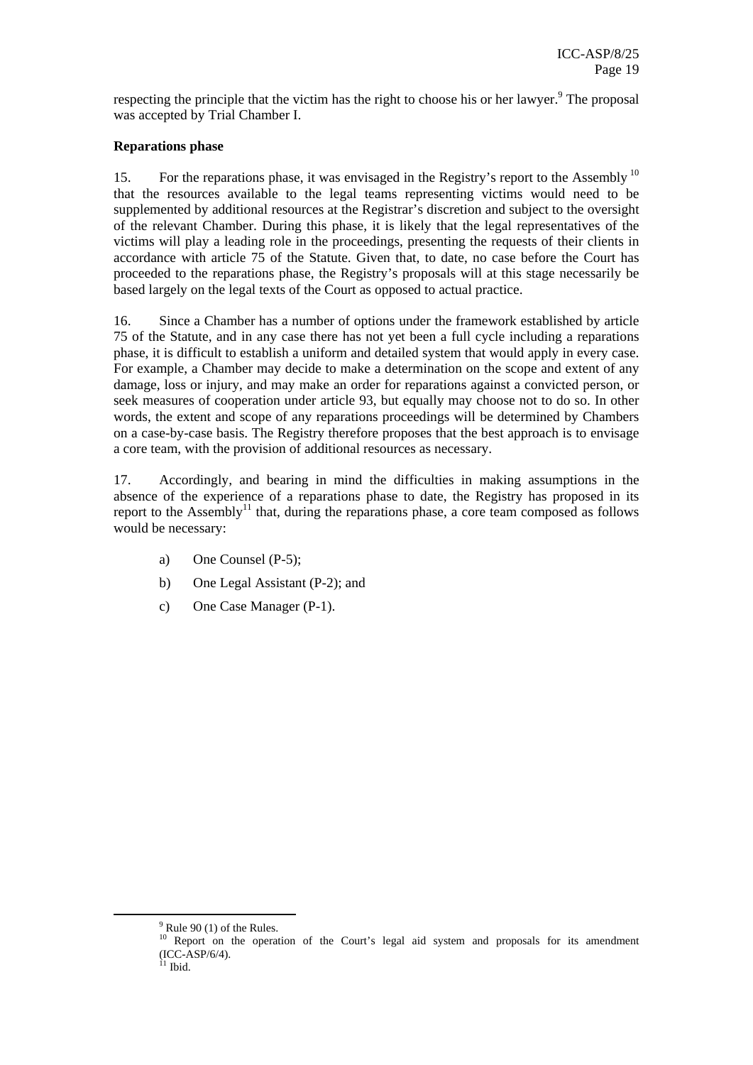respecting the principle that the victim has the right to choose his or her lawyer.[9] The proposal was accepted by Trial Chamber I.

**Reparations phase**

15. For the reparations phase, it was envisaged in the Registry's report to the Assembly [10] that the resources available to the legal teams representing victims would need to be supplemented by additional resources at the Registrar's discretion and subject to the oversight of the relevant Chamber. During this phase, it is likely that the legal representatives of the victims will play a leading role in the proceedings, presenting the requests of their clients in accordance with article 75 of the Statute. Given that, to date, no case before the Court has proceeded to the reparations phase, the Registry's proposals will at this stage necessarily be based largely on the legal texts of the Court as opposed to actual practice.

16. Since a Chamber has a number of options under the framework established by article 75 of the Statute, and in any case there has not yet been a full cycle including a reparations phase, it is difficult to establish a uniform and detailed system that would apply in every case. For example, a Chamber may decide to make a determination on the scope and extent of any damage, loss or injury, and may make an order for reparations against a convicted person, or seek measures of cooperation under article 93, but equally may choose not to do so. In other words, the extent and scope of any reparations proceedings will be determined by Chambers on a case-by-case basis. The Registry therefore proposes that the best approach is to envisage a core team, with the provision of additional resources as necessary.

17. Accordingly, and bearing in mind the difficulties in making assumptions in the absence of the experience of a reparations phase to date, the Registry has proposed in its report to the Assembly[11] that, during the reparations phase, a core team composed as follows would be necessary:

a) One Counsel (P-5);

b) One Legal Assistant (P-2); and

c) One Case Manager (P-1).

---

[9] Rule 90 (1) of the Rules.

[10] Report on the operation of the Court's legal aid system and proposals for its amendment (ICC-ASP/6/4).

[11] Ibid.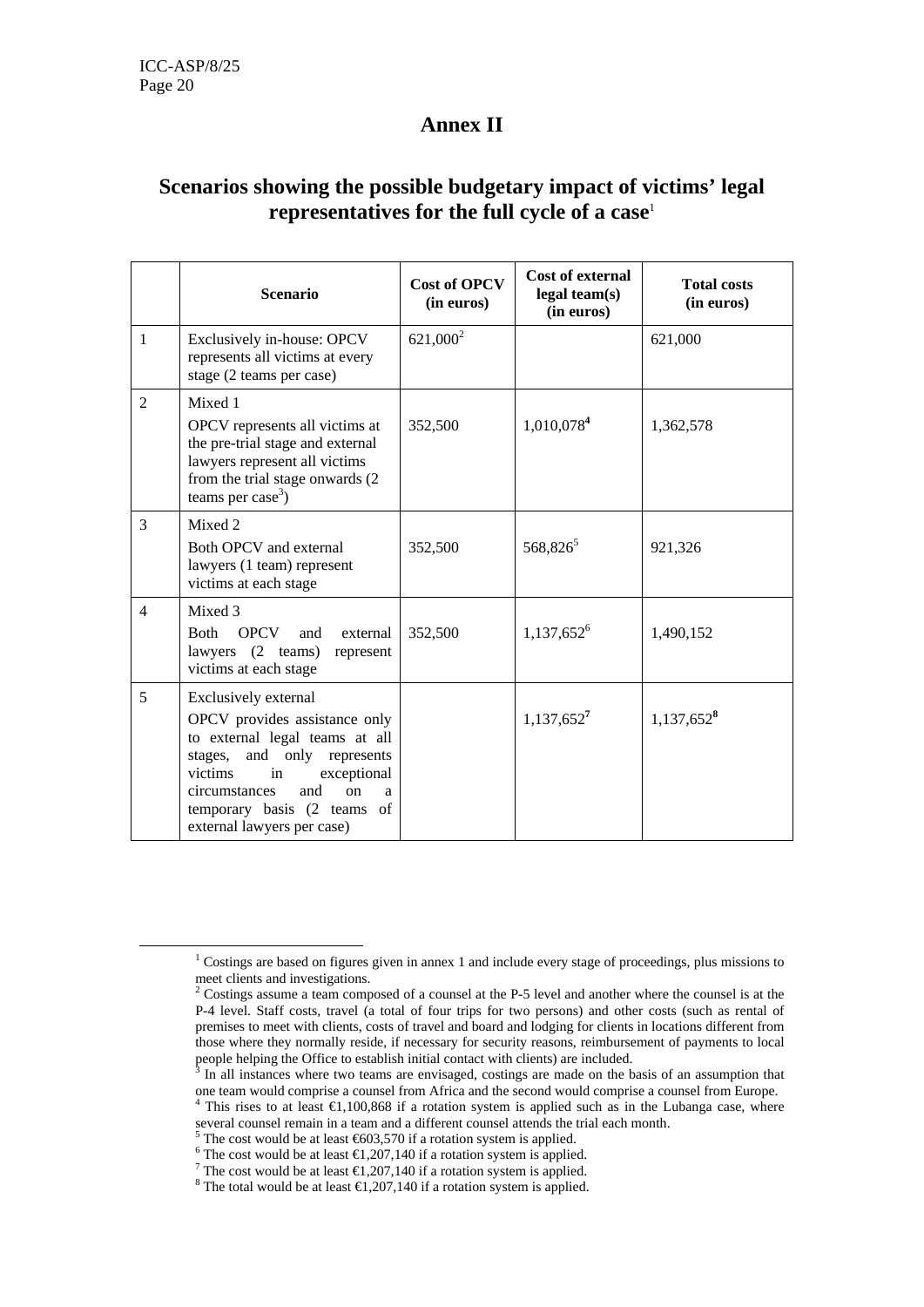# Annex II

## Scenarios showing the possible budgetary impact of victims' legal representatives for the full cycle of a case[1]

| | Scenario | Cost of OPCV (in euros) | Cost of external legal team(s) (in euros) | Total costs (in euros) |
|---|---|---|---|---|
| 1 | Exclusively in-house: OPCV represents all victims at every stage (2 teams per case) | 621,000[2] | | 621,000 |
| 2 | Mixed 1<br>OPCV represents all victims at the pre-trial stage and external lawyers represent all victims from the trial stage onwards (2 teams per case[3]) | 352,500 | 1,010,078[4] | 1,362,578 |
| 3 | Mixed 2<br>Both OPCV and external lawyers (1 team) represent victims at each stage | 352,500 | 568,826[5] | 921,326 |
| 4 | Mixed 3<br>Both OPCV and external lawyers (2 teams) represent victims at each stage | 352,500 | 1,137,652[6] | 1,490,152 |
| 5 | Exclusively external<br>OPCV provides assistance only to external legal teams at all stages, and only represents victims in exceptional circumstances and on a temporary basis (2 teams of external lawyers per case) | | 1,137,652[7] | 1,137,652[8] |

[1] Costings are based on figures given in annex 1 and include every stage of proceedings, plus missions to meet clients and investigations.

[2] Costings assume a team composed of a counsel at the P-5 level and another where the counsel is at the P-4 level. Staff costs, travel (a total of four trips for two persons) and other costs (such as rental of premises to meet with clients, costs of travel and board and lodging for clients in locations different from those where they normally reside, if necessary for security reasons, reimbursement of payments to local people helping the Office to establish initial contact with clients) are included.

[3] In all instances where two teams are envisaged, costings are made on the basis of an assumption that one team would comprise a counsel from Africa and the second would comprise a counsel from Europe.

[4] This rises to at least €1,100,868 if a rotation system is applied such as in the Lubanga case, where several counsel remain in a team and a different counsel attends the trial each month.

[5] The cost would be at least €603,570 if a rotation system is applied.

[6] The cost would be at least €1,207,140 if a rotation system is applied.

[7] The cost would be at least €1,207,140 if a rotation system is applied.

[8] The total would be at least €1,207,140 if a rotation system is applied.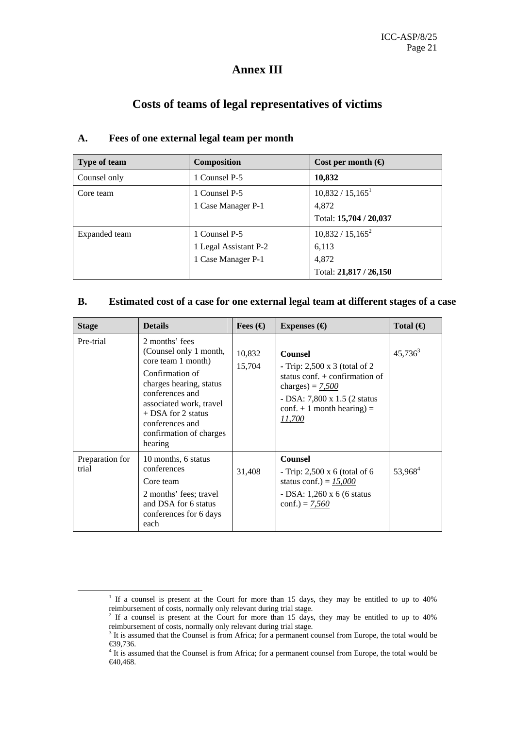# Annex III

## Costs of teams of legal representatives of victims

### A. Fees of one external legal team per month

| Type of team | Composition | Cost per month (€) |
|---|---|---|
| Counsel only | 1 Counsel P-5 | **10,832** |
| Core team | 1 Counsel P-5<br>1 Case Manager P-1 | 10,832 / 15,165[1]<br>4,872<br>Total: **15,704 / 20,037** |
| Expanded team | 1 Counsel P-5<br>1 Legal Assistant P-2<br>1 Case Manager P-1 | 10,832 / 15,165[2]<br>6,113<br>4,872<br>Total: **21,817 / 26,150** |

### B. Estimated cost of a case for one external legal team at different stages of a case

| Stage | Details | Fees (€) | Expenses (€) | Total (€) |
|---|---|---|---|---|
| Pre-trial | 2 months' fees (Counsel only 1 month, core team 1 month)<br>Confirmation of charges hearing, status conferences and associated work, travel + DSA for 2 status conferences and confirmation of charges hearing | 10,832<br>15,704 | **Counsel**<br>- Trip: 2,500 x 3 (total of 2 status conf. + confirmation of charges) = *7,500*<br>- DSA: 7,800 x 1.5 (2 status conf. + 1 month hearing) = *11,700* | 45,736[3] |
| Preparation for trial | 10 months, 6 status conferences<br>Core team<br>2 months' fees; travel and DSA for 6 status conferences for 6 days each | 31,408 | **Counsel**<br>- Trip: 2,500 x 6 (total of 6 status conf.) = *15,000*<br>- DSA: 1,260 x 6 (6 status conf.) = *7,560* | 53,968[4] |

---

[1] If a counsel is present at the Court for more than 15 days, they may be entitled to up to 40% reimbursement of costs, normally only relevant during trial stage.

[2] If a counsel is present at the Court for more than 15 days, they may be entitled to up to 40% reimbursement of costs, normally only relevant during trial stage.

[3] It is assumed that the Counsel is from Africa; for a permanent counsel from Europe, the total would be €39,736.

[4] It is assumed that the Counsel is from Africa; for a permanent counsel from Europe, the total would be €40,468.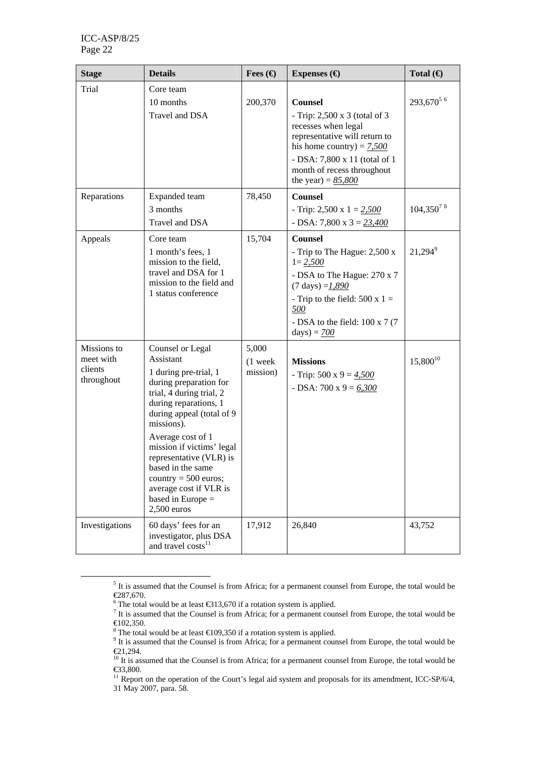| Stage | Details | Fees (€) | Expenses (€) | Total (€) |
|---|---|---|---|---|
| Trial | Core team<br>10 months<br>Travel and DSA | 200,370 | **Counsel**<br>- Trip: 2,500 x 3 (total of 3 recesses when legal representative will return to his home country) = *7,500*<br>- DSA: 7,800 x 11 (total of 1 month of recess throughout the year) = *85,800* | 293,670[5] [6] |
| Reparations | Expanded team<br>3 months<br>Travel and DSA | 78,450 | **Counsel**<br>- Trip: 2,500 x 1 = *2,500*<br>- DSA: 7,800 x 3 = *23,400* | 104,350[7] [8] |
| Appeals | Core team<br>1 month's fees, 1 mission to the field, travel and DSA for 1 mission to the field and 1 status conference | 15,704 | **Counsel**<br>- Trip to The Hague: 2,500 x 1= *2,500*<br>- DSA to The Hague: 270 x 7 (7 days) =*1,890*<br>- Trip to the field: 500 x 1 = *500*<br>- DSA to the field: 100 x 7 (7 days) = *700* | 21,294[9] |
| Missions to meet with clients throughout | Counsel or Legal Assistant<br>1 during pre-trial, 1 during preparation for trial, 4 during trial, 2 during reparations, 1 during appeal (total of 9 missions).<br>Average cost of 1 mission if victims' legal representative (VLR) is based in the same country = 500 euros; average cost if VLR is based in Europe = 2,500 euros | 5,000 (1 week mission) | **Missions**<br>- Trip: 500 x 9 = *4,500*<br>- DSA: 700 x 9 = *6,300* | 15,800[10] |
| Investigations | 60 days' fees for an investigator, plus DSA and travel costs[11] | 17,912 | 26,840 | 43,752 |

[5] It is assumed that the Counsel is from Africa; for a permanent counsel from Europe, the total would be €287,670.

[6] The total would be at least €313,670 if a rotation system is applied.

[7] It is assumed that the Counsel is from Africa; for a permanent counsel from Europe, the total would be €102,350.

[8] The total would be at least €109,350 if a rotation system is applied.

[9] It is assumed that the Counsel is from Africa; for a permanent counsel from Europe, the total would be €21,294.

[10] It is assumed that the Counsel is from Africa; for a permanent counsel from Europe, the total would be €33,800.

[11] Report on the operation of the Court's legal aid system and proposals for its amendment, ICC-SP/6/4, 31 May 2007, para. 58.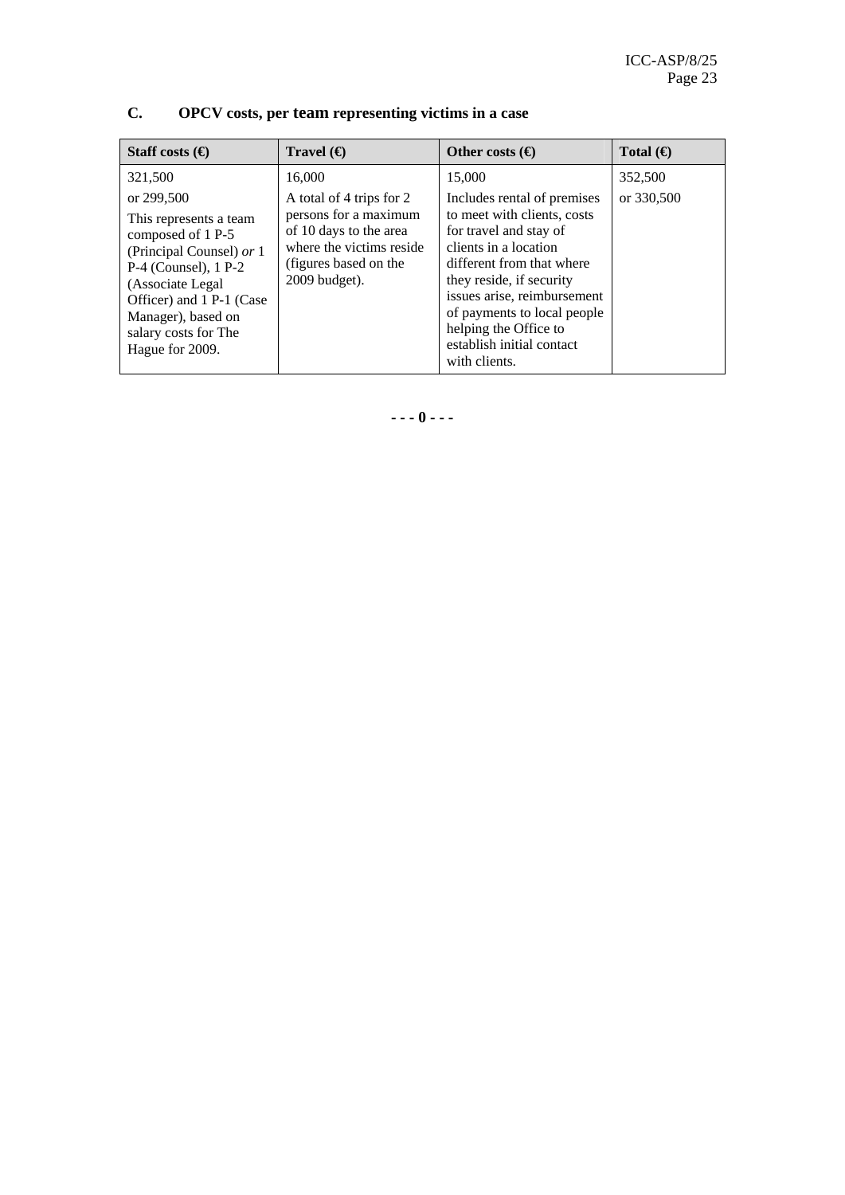### C. OPCV costs, per team representing victims in a case

| Staff costs (€) | Travel (€) | Other costs (€) | Total (€) |
|---|---|---|---|
| 321,500<br>or 299,500<br>This represents a team composed of 1 P-5 (Principal Counsel) *or* 1 P-4 (Counsel), 1 P-2 (Associate Legal Officer) and 1 P-1 (Case Manager), based on salary costs for The Hague for 2009. | 16,000<br>A total of 4 trips for 2 persons for a maximum of 10 days to the area where the victims reside (figures based on the 2009 budget). | 15,000<br>Includes rental of premises to meet with clients, costs for travel and stay of clients in a location different from that where they reside, if security issues arise, reimbursement of payments to local people helping the Office to establish initial contact with clients. | 352,500<br>or 330,500 |

**- - - 0 - - -**